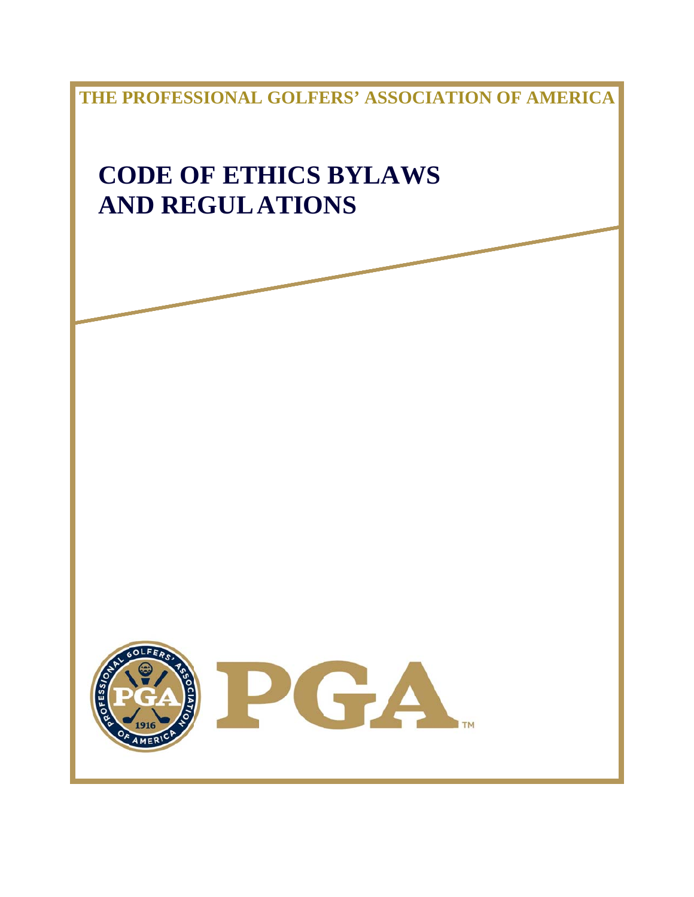THE PROFESSIONAL GOLFERS' ASSOCIATION OF AMERICA

# CODE OF ETHICS BYLAWS AND REGULATIONS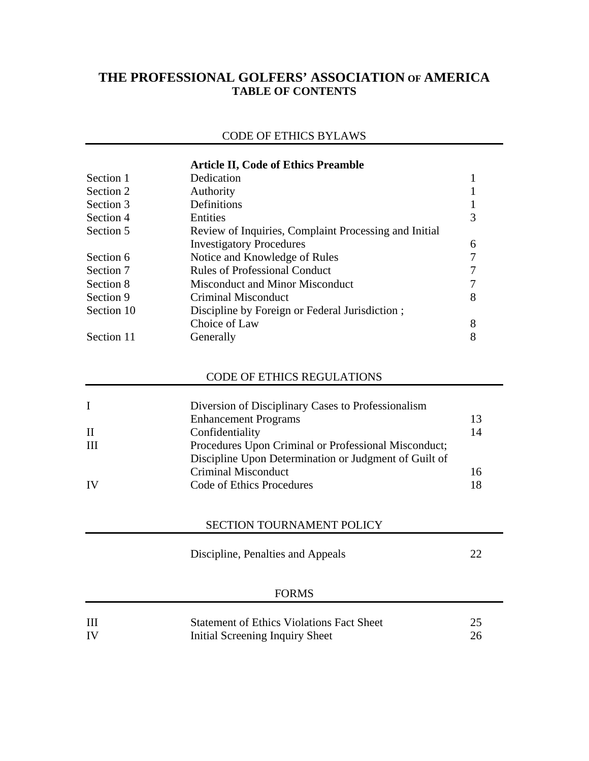# THE PROFESSIONAL GOLFERS' ASSOCIATION OF AMERICA
## TABLE OF CONTENTS

### CODE OF ETHICS BYLAWS

| | **Article II, Code of Ethics Preamble** | |
|---|---|---|
| Section 1 | Dedication | 1 |
| Section 2 | Authority | 1 |
| Section 3 | Definitions | 1 |
| Section 4 | Entities | 3 |
| Section 5 | Review of Inquiries, Complaint Processing and Initial Investigatory Procedures | 6 |
| Section 6 | Notice and Knowledge of Rules | 7 |
| Section 7 | Rules of Professional Conduct | 7 |
| Section 8 | Misconduct and Minor Misconduct | 7 |
| Section 9 | Criminal Misconduct | 8 |
| Section 10 | Discipline by Foreign or Federal Jurisdiction ; Choice of Law | 8 |
| Section 11 | Generally | 8 |

### CODE OF ETHICS REGULATIONS

| | | |
|---|---|---|
| I | Diversion of Disciplinary Cases to Professionalism Enhancement Programs | 13 |
| II | Confidentiality | 14 |
| III | Procedures Upon Criminal or Professional Misconduct; Discipline Upon Determination or Judgment of Guilt of Criminal Misconduct | 16 |
| IV | Code of Ethics Procedures | 18 |

### SECTION TOURNAMENT POLICY

| | | |
|---|---|---|
| | Discipline, Penalties and Appeals | 22 |

### FORMS

| | | |
|---|---|---|
| III | Statement of Ethics Violations Fact Sheet | 25 |
| IV | Initial Screening Inquiry Sheet | 26 |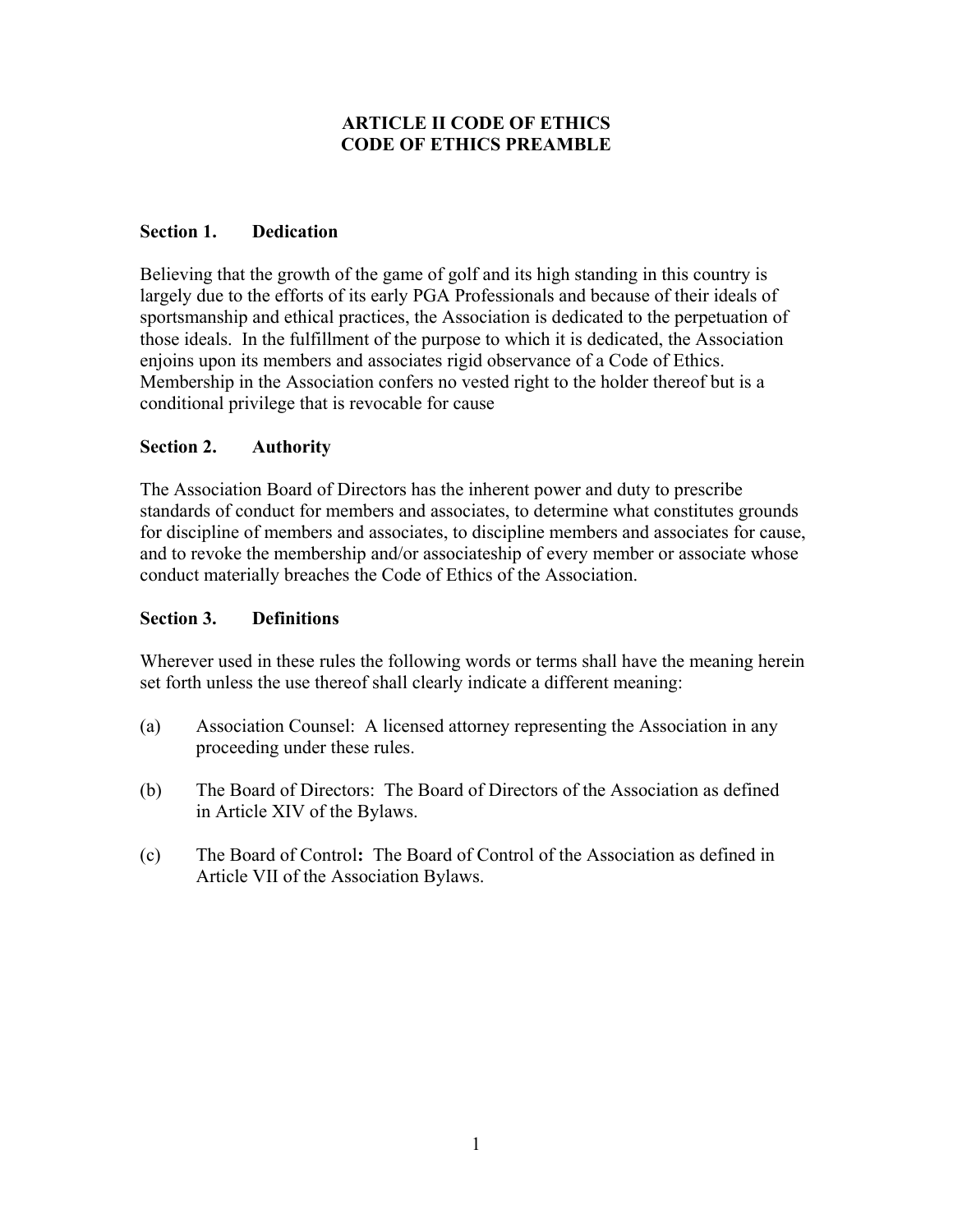# ARTICLE II CODE OF ETHICS
# CODE OF ETHICS PREAMBLE

**Section 1. Dedication**

Believing that the growth of the game of golf and its high standing in this country is largely due to the efforts of its early PGA Professionals and because of their ideals of sportsmanship and ethical practices, the Association is dedicated to the perpetuation of those ideals. In the fulfillment of the purpose to which it is dedicated, the Association enjoins upon its members and associates rigid observance of a Code of Ethics. Membership in the Association confers no vested right to the holder thereof but is a conditional privilege that is revocable for cause

**Section 2. Authority**

The Association Board of Directors has the inherent power and duty to prescribe standards of conduct for members and associates, to determine what constitutes grounds for discipline of members and associates, to discipline members and associates for cause, and to revoke the membership and/or associateship of every member or associate whose conduct materially breaches the Code of Ethics of the Association.

**Section 3. Definitions**

Wherever used in these rules the following words or terms shall have the meaning herein set forth unless the use thereof shall clearly indicate a different meaning:

(a) Association Counsel: A licensed attorney representing the Association in any proceeding under these rules.

(b) The Board of Directors: The Board of Directors of the Association as defined in Article XIV of the Bylaws.

(c) The Board of Control**:** The Board of Control of the Association as defined in Article VII of the Association Bylaws.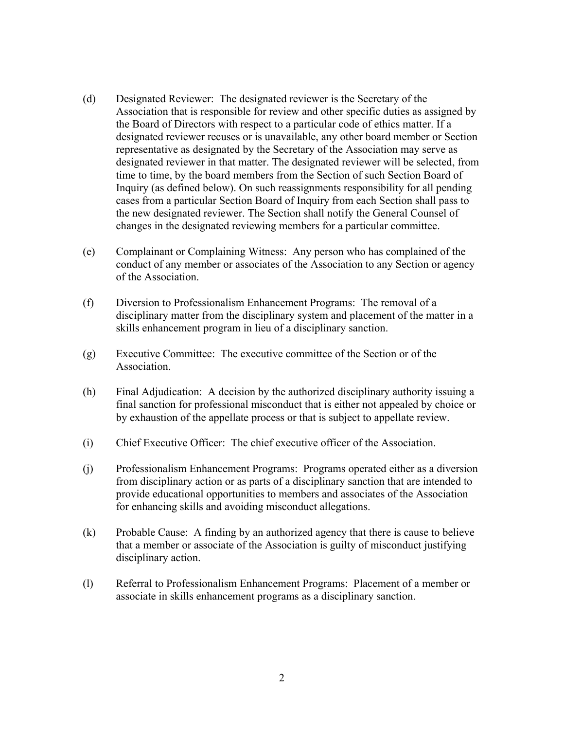(d) Designated Reviewer: The designated reviewer is the Secretary of the Association that is responsible for review and other specific duties as assigned by the Board of Directors with respect to a particular code of ethics matter. If a designated reviewer recuses or is unavailable, any other board member or Section representative as designated by the Secretary of the Association may serve as designated reviewer in that matter. The designated reviewer will be selected, from time to time, by the board members from the Section of such Section Board of Inquiry (as defined below). On such reassignments responsibility for all pending cases from a particular Section Board of Inquiry from each Section shall pass to the new designated reviewer. The Section shall notify the General Counsel of changes in the designated reviewing members for a particular committee.

(e) Complainant or Complaining Witness: Any person who has complained of the conduct of any member or associates of the Association to any Section or agency of the Association.

(f) Diversion to Professionalism Enhancement Programs: The removal of a disciplinary matter from the disciplinary system and placement of the matter in a skills enhancement program in lieu of a disciplinary sanction.

(g) Executive Committee: The executive committee of the Section or of the Association.

(h) Final Adjudication: A decision by the authorized disciplinary authority issuing a final sanction for professional misconduct that is either not appealed by choice or by exhaustion of the appellate process or that is subject to appellate review.

(i) Chief Executive Officer: The chief executive officer of the Association.

(j) Professionalism Enhancement Programs: Programs operated either as a diversion from disciplinary action or as parts of a disciplinary sanction that are intended to provide educational opportunities to members and associates of the Association for enhancing skills and avoiding misconduct allegations.

(k) Probable Cause: A finding by an authorized agency that there is cause to believe that a member or associate of the Association is guilty of misconduct justifying disciplinary action.

(l) Referral to Professionalism Enhancement Programs: Placement of a member or associate in skills enhancement programs as a disciplinary sanction.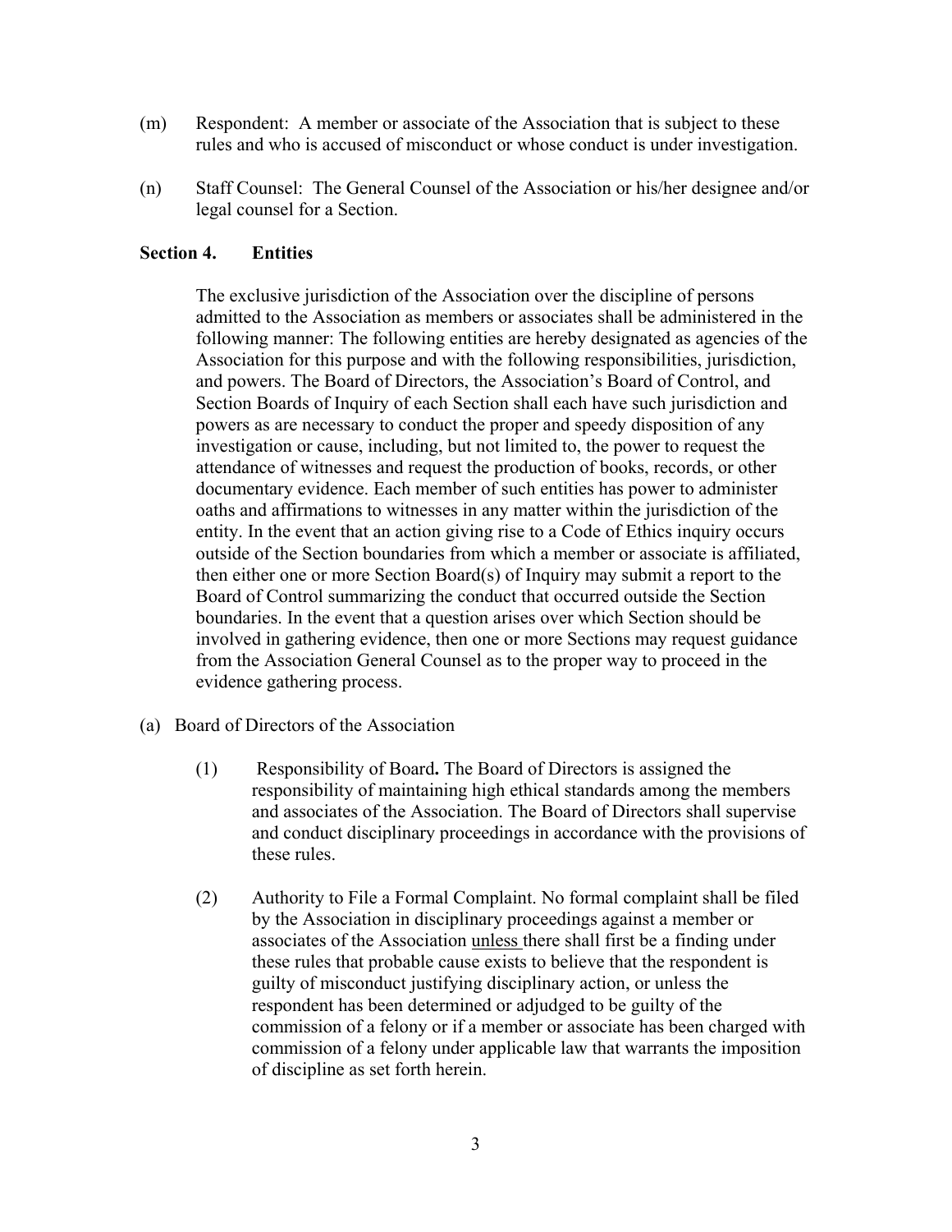(m) Respondent: A member or associate of the Association that is subject to these rules and who is accused of misconduct or whose conduct is under investigation.

(n) Staff Counsel: The General Counsel of the Association or his/her designee and/or legal counsel for a Section.

## Section 4. Entities

The exclusive jurisdiction of the Association over the discipline of persons admitted to the Association as members or associates shall be administered in the following manner: The following entities are hereby designated as agencies of the Association for this purpose and with the following responsibilities, jurisdiction, and powers. The Board of Directors, the Association's Board of Control, and Section Boards of Inquiry of each Section shall each have such jurisdiction and powers as are necessary to conduct the proper and speedy disposition of any investigation or cause, including, but not limited to, the power to request the attendance of witnesses and request the production of books, records, or other documentary evidence. Each member of such entities has power to administer oaths and affirmations to witnesses in any matter within the jurisdiction of the entity. In the event that an action giving rise to a Code of Ethics inquiry occurs outside of the Section boundaries from which a member or associate is affiliated, then either one or more Section Board(s) of Inquiry may submit a report to the Board of Control summarizing the conduct that occurred outside the Section boundaries. In the event that a question arises over which Section should be involved in gathering evidence, then one or more Sections may request guidance from the Association General Counsel as to the proper way to proceed in the evidence gathering process.

(a) Board of Directors of the Association

(1) Responsibility of Board**.** The Board of Directors is assigned the responsibility of maintaining high ethical standards among the members and associates of the Association. The Board of Directors shall supervise and conduct disciplinary proceedings in accordance with the provisions of these rules.

(2) Authority to File a Formal Complaint. No formal complaint shall be filed by the Association in disciplinary proceedings against a member or associates of the Association unless there shall first be a finding under these rules that probable cause exists to believe that the respondent is guilty of misconduct justifying disciplinary action, or unless the respondent has been determined or adjudged to be guilty of the commission of a felony or if a member or associate has been charged with commission of a felony under applicable law that warrants the imposition of discipline as set forth herein.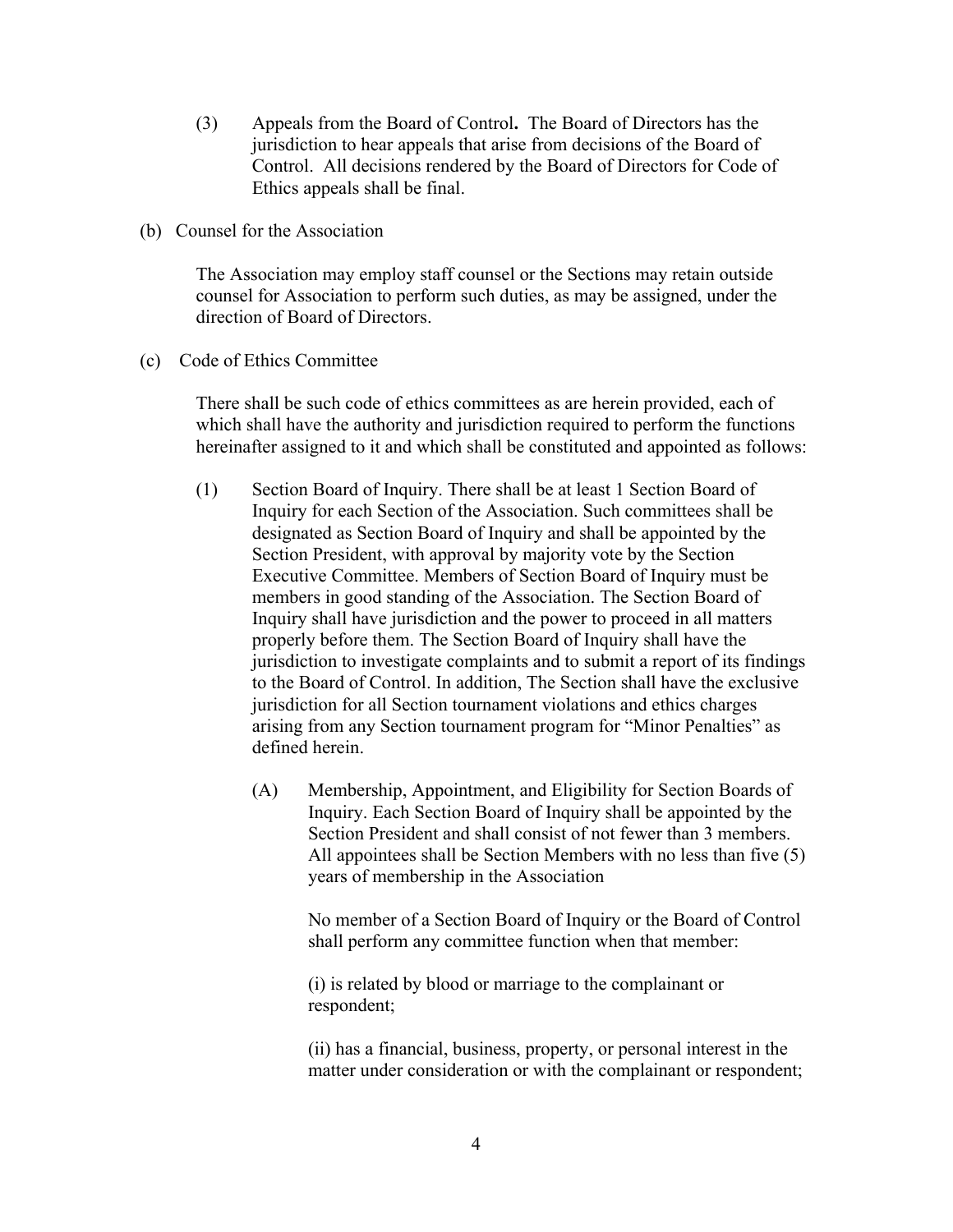(3) Appeals from the Board of Control**.** The Board of Directors has the jurisdiction to hear appeals that arise from decisions of the Board of Control. All decisions rendered by the Board of Directors for Code of Ethics appeals shall be final.

(b) Counsel for the Association

The Association may employ staff counsel or the Sections may retain outside counsel for Association to perform such duties, as may be assigned, under the direction of Board of Directors.

(c) Code of Ethics Committee

There shall be such code of ethics committees as are herein provided, each of which shall have the authority and jurisdiction required to perform the functions hereinafter assigned to it and which shall be constituted and appointed as follows:

(1) Section Board of Inquiry. There shall be at least 1 Section Board of Inquiry for each Section of the Association. Such committees shall be designated as Section Board of Inquiry and shall be appointed by the Section President, with approval by majority vote by the Section Executive Committee. Members of Section Board of Inquiry must be members in good standing of the Association. The Section Board of Inquiry shall have jurisdiction and the power to proceed in all matters properly before them. The Section Board of Inquiry shall have the jurisdiction to investigate complaints and to submit a report of its findings to the Board of Control. In addition, The Section shall have the exclusive jurisdiction for all Section tournament violations and ethics charges arising from any Section tournament program for "Minor Penalties" as defined herein.

(A) Membership, Appointment, and Eligibility for Section Boards of Inquiry. Each Section Board of Inquiry shall be appointed by the Section President and shall consist of not fewer than 3 members. All appointees shall be Section Members with no less than five (5) years of membership in the Association

No member of a Section Board of Inquiry or the Board of Control shall perform any committee function when that member:

(i) is related by blood or marriage to the complainant or respondent;

(ii) has a financial, business, property, or personal interest in the matter under consideration or with the complainant or respondent;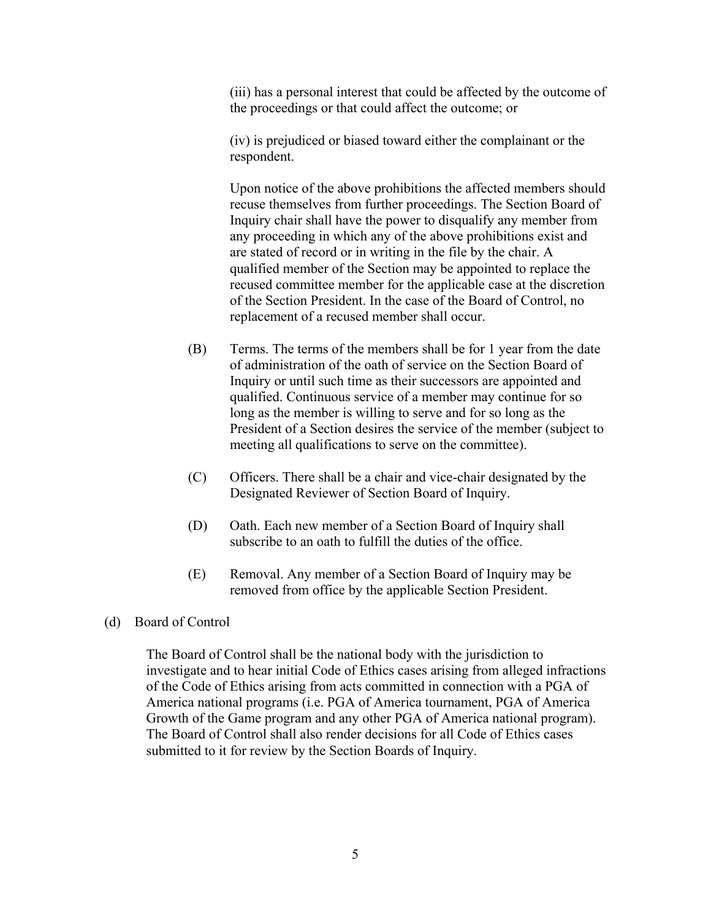(iii) has a personal interest that could be affected by the outcome of the proceedings or that could affect the outcome; or

(iv) is prejudiced or biased toward either the complainant or the respondent.

Upon notice of the above prohibitions the affected members should recuse themselves from further proceedings. The Section Board of Inquiry chair shall have the power to disqualify any member from any proceeding in which any of the above prohibitions exist and are stated of record or in writing in the file by the chair. A qualified member of the Section may be appointed to replace the recused committee member for the applicable case at the discretion of the Section President. In the case of the Board of Control, no replacement of a recused member shall occur.

(B) Terms. The terms of the members shall be for 1 year from the date of administration of the oath of service on the Section Board of Inquiry or until such time as their successors are appointed and qualified. Continuous service of a member may continue for so long as the member is willing to serve and for so long as the President of a Section desires the service of the member (subject to meeting all qualifications to serve on the committee).

(C) Officers. There shall be a chair and vice-chair designated by the Designated Reviewer of Section Board of Inquiry.

(D) Oath. Each new member of a Section Board of Inquiry shall subscribe to an oath to fulfill the duties of the office.

(E) Removal. Any member of a Section Board of Inquiry may be removed from office by the applicable Section President.

(d) Board of Control

The Board of Control shall be the national body with the jurisdiction to investigate and to hear initial Code of Ethics cases arising from alleged infractions of the Code of Ethics arising from acts committed in connection with a PGA of America national programs (i.e. PGA of America tournament, PGA of America Growth of the Game program and any other PGA of America national program). The Board of Control shall also render decisions for all Code of Ethics cases submitted to it for review by the Section Boards of Inquiry.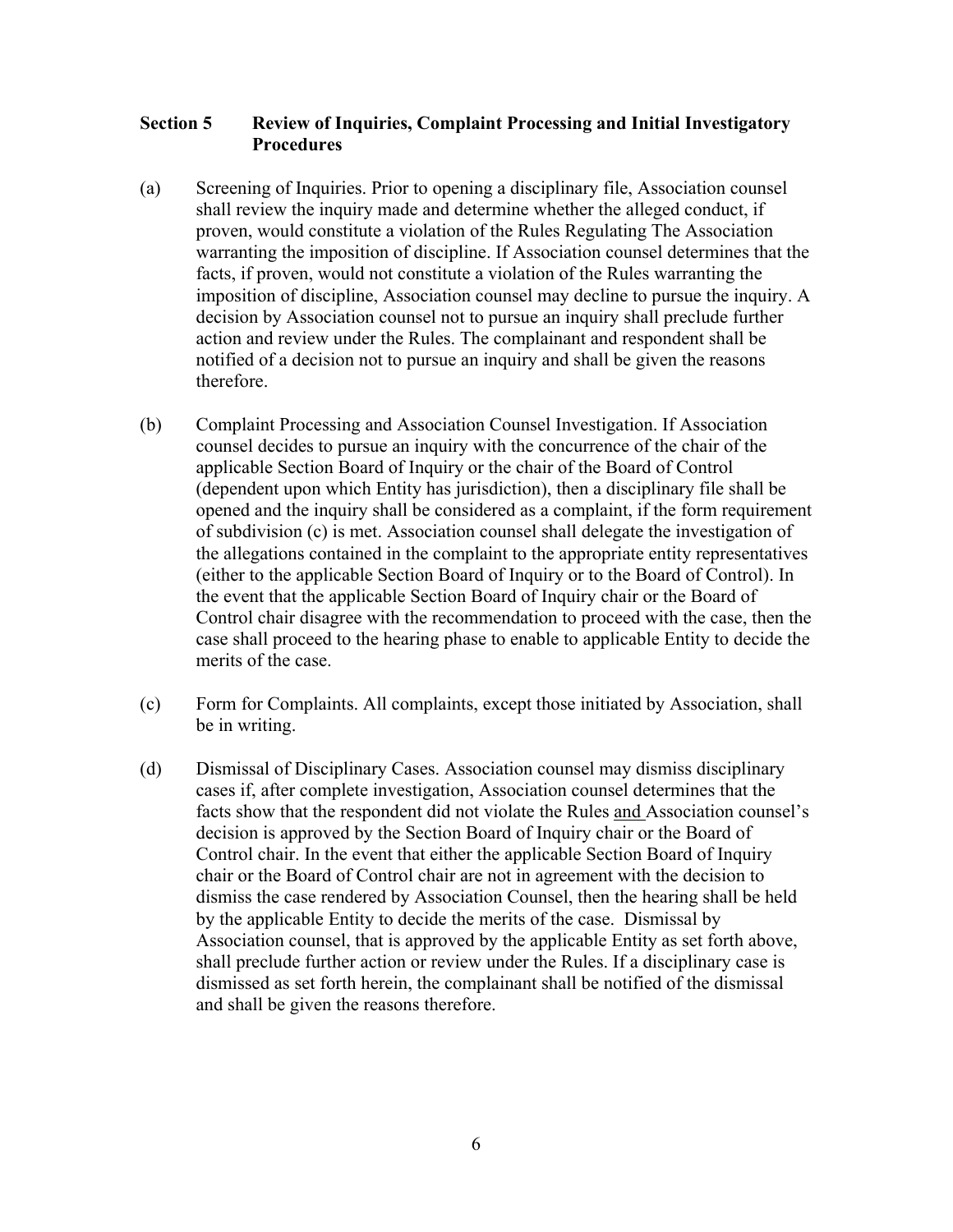### Section 5 Review of Inquiries, Complaint Processing and Initial Investigatory Procedures

(a) Screening of Inquiries. Prior to opening a disciplinary file, Association counsel shall review the inquiry made and determine whether the alleged conduct, if proven, would constitute a violation of the Rules Regulating The Association warranting the imposition of discipline. If Association counsel determines that the facts, if proven, would not constitute a violation of the Rules warranting the imposition of discipline, Association counsel may decline to pursue the inquiry. A decision by Association counsel not to pursue an inquiry shall preclude further action and review under the Rules. The complainant and respondent shall be notified of a decision not to pursue an inquiry and shall be given the reasons therefore.

(b) Complaint Processing and Association Counsel Investigation. If Association counsel decides to pursue an inquiry with the concurrence of the chair of the applicable Section Board of Inquiry or the chair of the Board of Control (dependent upon which Entity has jurisdiction), then a disciplinary file shall be opened and the inquiry shall be considered as a complaint, if the form requirement of subdivision (c) is met. Association counsel shall delegate the investigation of the allegations contained in the complaint to the appropriate entity representatives (either to the applicable Section Board of Inquiry or to the Board of Control). In the event that the applicable Section Board of Inquiry chair or the Board of Control chair disagree with the recommendation to proceed with the case, then the case shall proceed to the hearing phase to enable to applicable Entity to decide the merits of the case.

(c) Form for Complaints. All complaints, except those initiated by Association, shall be in writing.

(d) Dismissal of Disciplinary Cases. Association counsel may dismiss disciplinary cases if, after complete investigation, Association counsel determines that the facts show that the respondent did not violate the Rules and Association counsel's decision is approved by the Section Board of Inquiry chair or the Board of Control chair. In the event that either the applicable Section Board of Inquiry chair or the Board of Control chair are not in agreement with the decision to dismiss the case rendered by Association Counsel, then the hearing shall be held by the applicable Entity to decide the merits of the case. Dismissal by Association counsel, that is approved by the applicable Entity as set forth above, shall preclude further action or review under the Rules. If a disciplinary case is dismissed as set forth herein, the complainant shall be notified of the dismissal and shall be given the reasons therefore.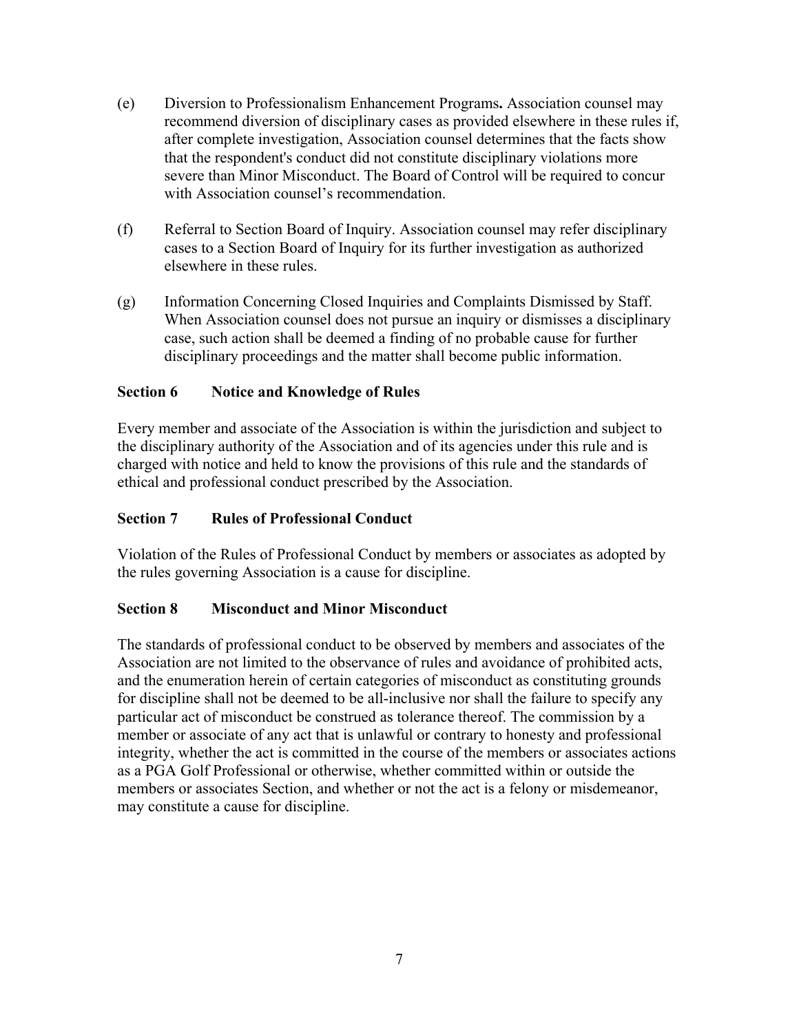(e) Diversion to Professionalism Enhancement Programs**.** Association counsel may recommend diversion of disciplinary cases as provided elsewhere in these rules if, after complete investigation, Association counsel determines that the facts show that the respondent's conduct did not constitute disciplinary violations more severe than Minor Misconduct. The Board of Control will be required to concur with Association counsel's recommendation.

(f) Referral to Section Board of Inquiry. Association counsel may refer disciplinary cases to a Section Board of Inquiry for its further investigation as authorized elsewhere in these rules.

(g) Information Concerning Closed Inquiries and Complaints Dismissed by Staff. When Association counsel does not pursue an inquiry or dismisses a disciplinary case, such action shall be deemed a finding of no probable cause for further disciplinary proceedings and the matter shall become public information.

## Section 6 Notice and Knowledge of Rules

Every member and associate of the Association is within the jurisdiction and subject to the disciplinary authority of the Association and of its agencies under this rule and is charged with notice and held to know the provisions of this rule and the standards of ethical and professional conduct prescribed by the Association.

## Section 7 Rules of Professional Conduct

Violation of the Rules of Professional Conduct by members or associates as adopted by the rules governing Association is a cause for discipline.

## Section 8 Misconduct and Minor Misconduct

The standards of professional conduct to be observed by members and associates of the Association are not limited to the observance of rules and avoidance of prohibited acts, and the enumeration herein of certain categories of misconduct as constituting grounds for discipline shall not be deemed to be all-inclusive nor shall the failure to specify any particular act of misconduct be construed as tolerance thereof. The commission by a member or associate of any act that is unlawful or contrary to honesty and professional integrity, whether the act is committed in the course of the members or associates actions as a PGA Golf Professional or otherwise, whether committed within or outside the members or associates Section, and whether or not the act is a felony or misdemeanor, may constitute a cause for discipline.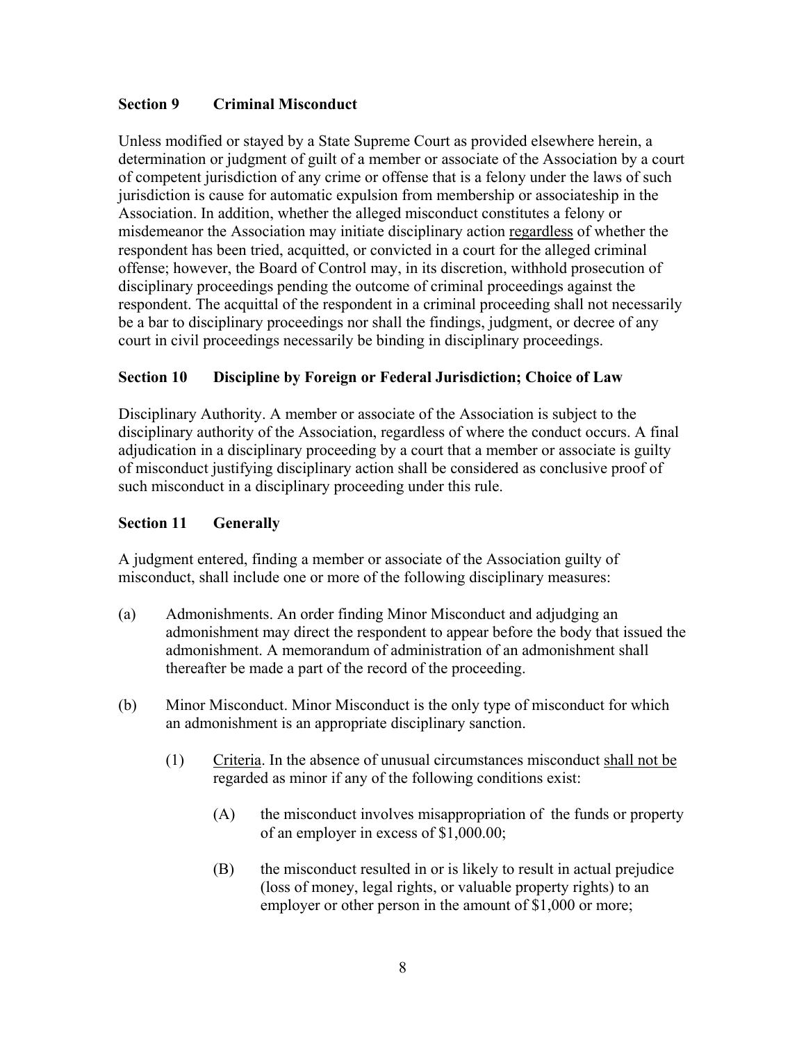### Section 9 Criminal Misconduct

Unless modified or stayed by a State Supreme Court as provided elsewhere herein, a determination or judgment of guilt of a member or associate of the Association by a court of competent jurisdiction of any crime or offense that is a felony under the laws of such jurisdiction is cause for automatic expulsion from membership or associateship in the Association. In addition, whether the alleged misconduct constitutes a felony or misdemeanor the Association may initiate disciplinary action regardless of whether the respondent has been tried, acquitted, or convicted in a court for the alleged criminal offense; however, the Board of Control may, in its discretion, withhold prosecution of disciplinary proceedings pending the outcome of criminal proceedings against the respondent. The acquittal of the respondent in a criminal proceeding shall not necessarily be a bar to disciplinary proceedings nor shall the findings, judgment, or decree of any court in civil proceedings necessarily be binding in disciplinary proceedings.

### Section 10 Discipline by Foreign or Federal Jurisdiction; Choice of Law

Disciplinary Authority. A member or associate of the Association is subject to the disciplinary authority of the Association, regardless of where the conduct occurs. A final adjudication in a disciplinary proceeding by a court that a member or associate is guilty of misconduct justifying disciplinary action shall be considered as conclusive proof of such misconduct in a disciplinary proceeding under this rule.

### Section 11 Generally

A judgment entered, finding a member or associate of the Association guilty of misconduct, shall include one or more of the following disciplinary measures:

(a) Admonishments. An order finding Minor Misconduct and adjudging an admonishment may direct the respondent to appear before the body that issued the admonishment. A memorandum of administration of an admonishment shall thereafter be made a part of the record of the proceeding.

(b) Minor Misconduct. Minor Misconduct is the only type of misconduct for which an admonishment is an appropriate disciplinary sanction.

(1) Criteria. In the absence of unusual circumstances misconduct shall not be regarded as minor if any of the following conditions exist:

(A) the misconduct involves misappropriation of the funds or property of an employer in excess of $1,000.00;

(B) the misconduct resulted in or is likely to result in actual prejudice (loss of money, legal rights, or valuable property rights) to an employer or other person in the amount of $1,000 or more;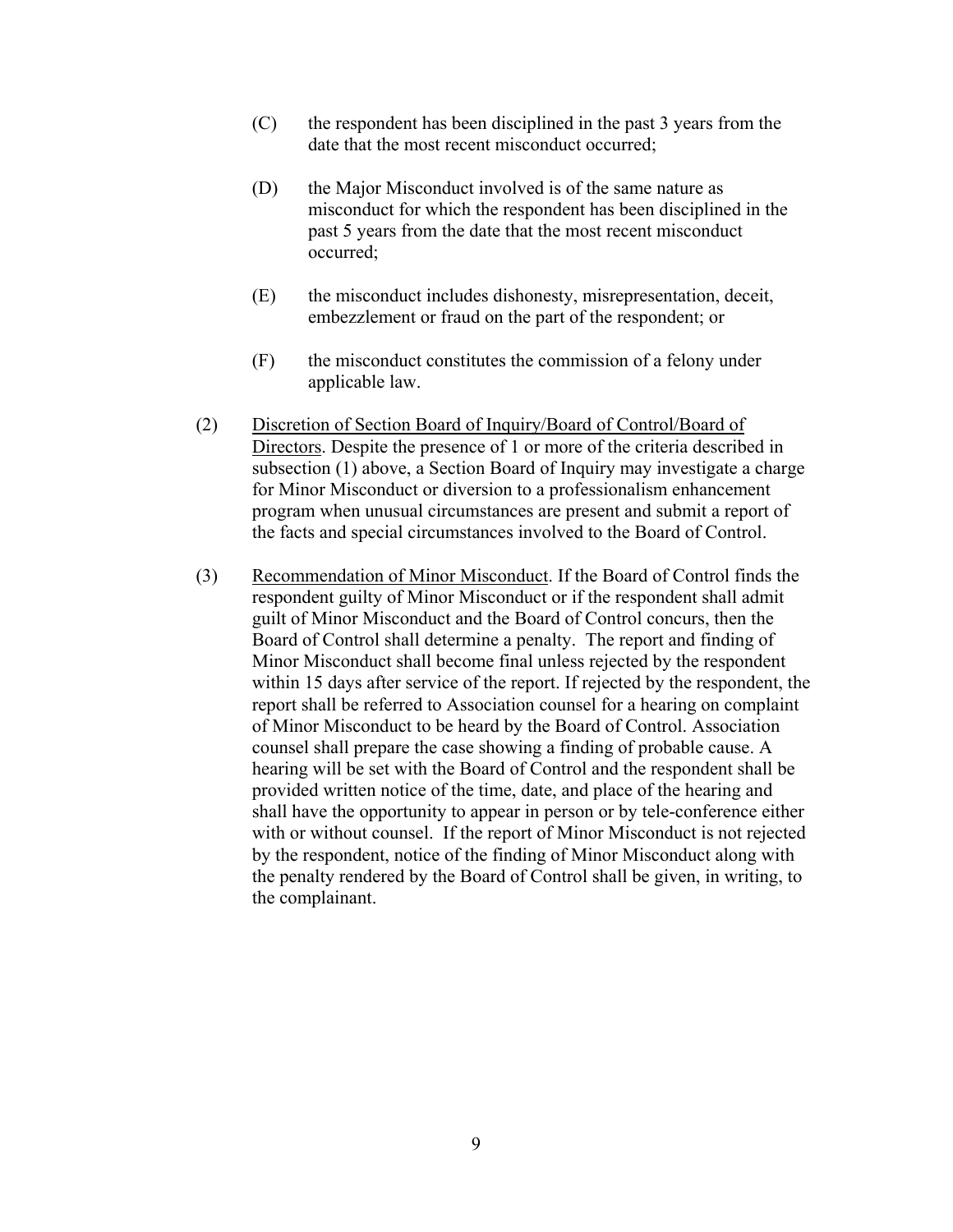(C) the respondent has been disciplined in the past 3 years from the date that the most recent misconduct occurred;

(D) the Major Misconduct involved is of the same nature as misconduct for which the respondent has been disciplined in the past 5 years from the date that the most recent misconduct occurred;

(E) the misconduct includes dishonesty, misrepresentation, deceit, embezzlement or fraud on the part of the respondent; or

(F) the misconduct constitutes the commission of a felony under applicable law.

(2) Discretion of Section Board of Inquiry/Board of Control/Board of Directors. Despite the presence of 1 or more of the criteria described in subsection (1) above, a Section Board of Inquiry may investigate a charge for Minor Misconduct or diversion to a professionalism enhancement program when unusual circumstances are present and submit a report of the facts and special circumstances involved to the Board of Control.

(3) Recommendation of Minor Misconduct. If the Board of Control finds the respondent guilty of Minor Misconduct or if the respondent shall admit guilt of Minor Misconduct and the Board of Control concurs, then the Board of Control shall determine a penalty. The report and finding of Minor Misconduct shall become final unless rejected by the respondent within 15 days after service of the report. If rejected by the respondent, the report shall be referred to Association counsel for a hearing on complaint of Minor Misconduct to be heard by the Board of Control. Association counsel shall prepare the case showing a finding of probable cause. A hearing will be set with the Board of Control and the respondent shall be provided written notice of the time, date, and place of the hearing and shall have the opportunity to appear in person or by tele-conference either with or without counsel. If the report of Minor Misconduct is not rejected by the respondent, notice of the finding of Minor Misconduct along with the penalty rendered by the Board of Control shall be given, in writing, to the complainant.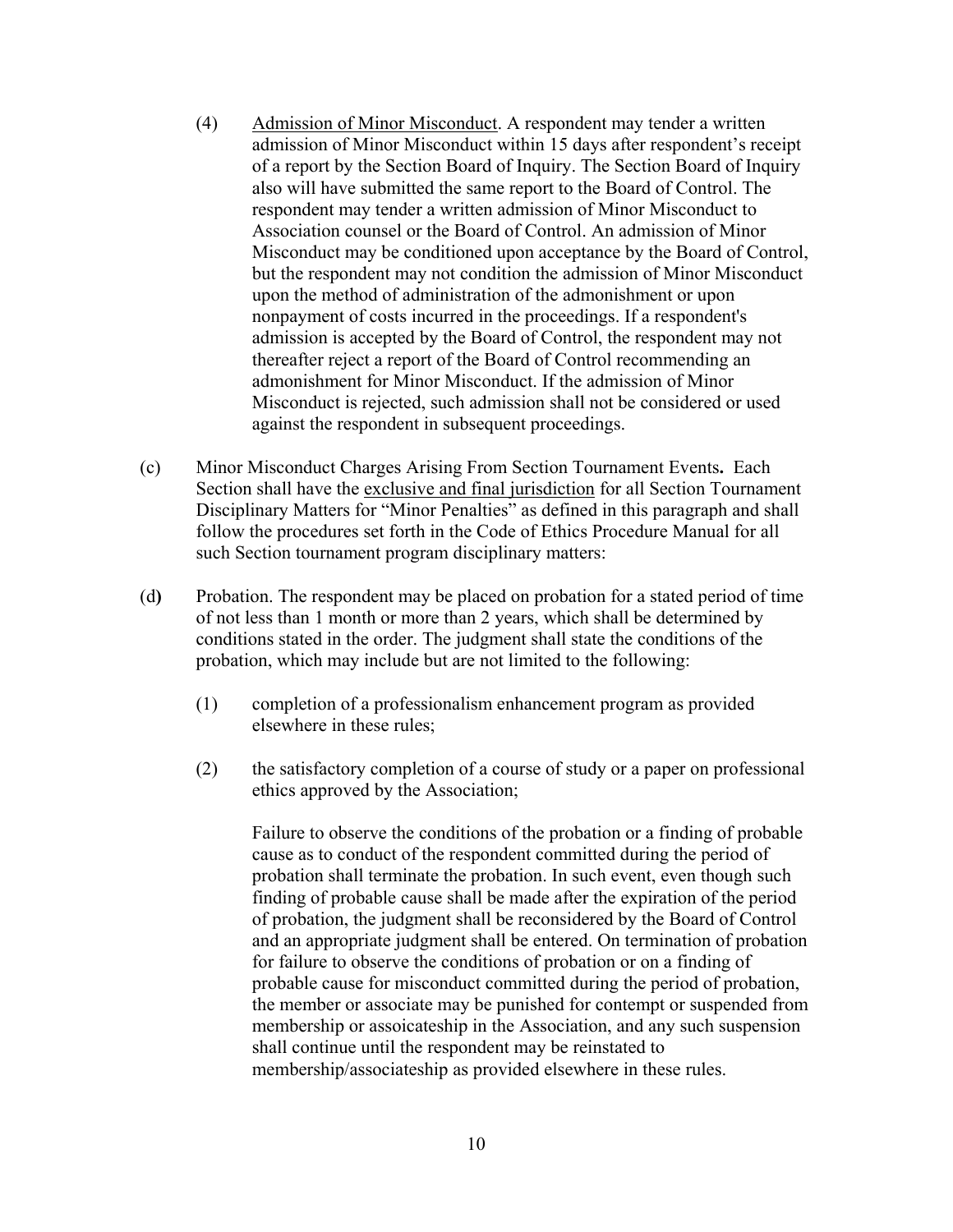(4) Admission of Minor Misconduct. A respondent may tender a written admission of Minor Misconduct within 15 days after respondent's receipt of a report by the Section Board of Inquiry. The Section Board of Inquiry also will have submitted the same report to the Board of Control. The respondent may tender a written admission of Minor Misconduct to Association counsel or the Board of Control. An admission of Minor Misconduct may be conditioned upon acceptance by the Board of Control, but the respondent may not condition the admission of Minor Misconduct upon the method of administration of the admonishment or upon nonpayment of costs incurred in the proceedings. If a respondent's admission is accepted by the Board of Control, the respondent may not thereafter reject a report of the Board of Control recommending an admonishment for Minor Misconduct. If the admission of Minor Misconduct is rejected, such admission shall not be considered or used against the respondent in subsequent proceedings.

(c) Minor Misconduct Charges Arising From Section Tournament Events**.** Each Section shall have the exclusive and final jurisdiction for all Section Tournament Disciplinary Matters for "Minor Penalties" as defined in this paragraph and shall follow the procedures set forth in the Code of Ethics Procedure Manual for all such Section tournament program disciplinary matters:

(d**)** Probation. The respondent may be placed on probation for a stated period of time of not less than 1 month or more than 2 years, which shall be determined by conditions stated in the order. The judgment shall state the conditions of the probation, which may include but are not limited to the following:

(1) completion of a professionalism enhancement program as provided elsewhere in these rules;

(2) the satisfactory completion of a course of study or a paper on professional ethics approved by the Association;

Failure to observe the conditions of the probation or a finding of probable cause as to conduct of the respondent committed during the period of probation shall terminate the probation. In such event, even though such finding of probable cause shall be made after the expiration of the period of probation, the judgment shall be reconsidered by the Board of Control and an appropriate judgment shall be entered. On termination of probation for failure to observe the conditions of probation or on a finding of probable cause for misconduct committed during the period of probation, the member or associate may be punished for contempt or suspended from membership or assoicateship in the Association, and any such suspension shall continue until the respondent may be reinstated to membership/associateship as provided elsewhere in these rules.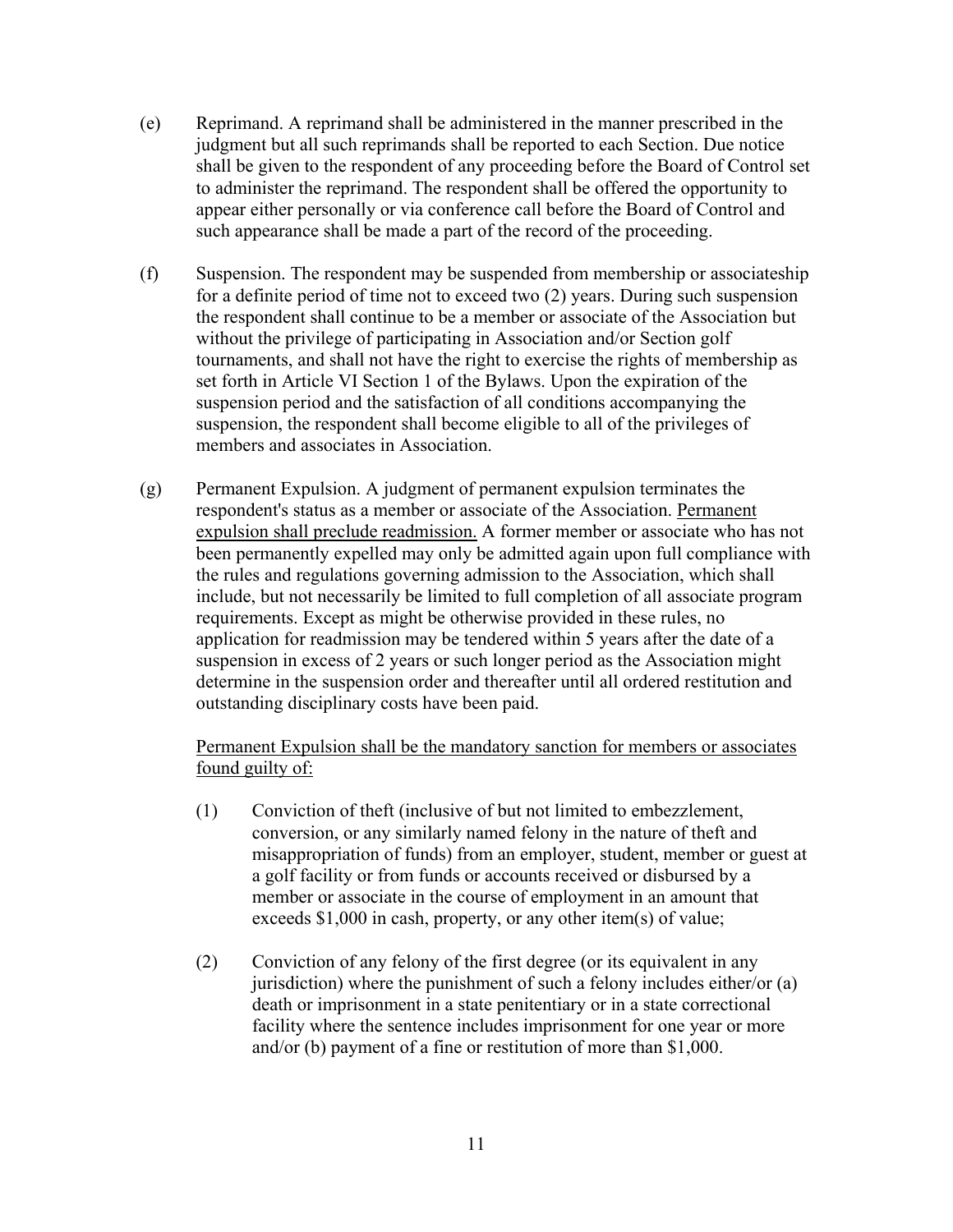(e) Reprimand. A reprimand shall be administered in the manner prescribed in the judgment but all such reprimands shall be reported to each Section. Due notice shall be given to the respondent of any proceeding before the Board of Control set to administer the reprimand. The respondent shall be offered the opportunity to appear either personally or via conference call before the Board of Control and such appearance shall be made a part of the record of the proceeding.

(f) Suspension. The respondent may be suspended from membership or associateship for a definite period of time not to exceed two (2) years. During such suspension the respondent shall continue to be a member or associate of the Association but without the privilege of participating in Association and/or Section golf tournaments, and shall not have the right to exercise the rights of membership as set forth in Article VI Section 1 of the Bylaws. Upon the expiration of the suspension period and the satisfaction of all conditions accompanying the suspension, the respondent shall become eligible to all of the privileges of members and associates in Association.

(g) Permanent Expulsion. A judgment of permanent expulsion terminates the respondent's status as a member or associate of the Association. <u>Permanent expulsion shall preclude readmission.</u> A former member or associate who has not been permanently expelled may only be admitted again upon full compliance with the rules and regulations governing admission to the Association, which shall include, but not necessarily be limited to full completion of all associate program requirements. Except as might be otherwise provided in these rules, no application for readmission may be tendered within 5 years after the date of a suspension in excess of 2 years or such longer period as the Association might determine in the suspension order and thereafter until all ordered restitution and outstanding disciplinary costs have been paid.

<u>Permanent Expulsion shall be the mandatory sanction for members or associates found guilty of:</u>

(1) Conviction of theft (inclusive of but not limited to embezzlement, conversion, or any similarly named felony in the nature of theft and misappropriation of funds) from an employer, student, member or guest at a golf facility or from funds or accounts received or disbursed by a member or associate in the course of employment in an amount that exceeds $1,000 in cash, property, or any other item(s) of value;

(2) Conviction of any felony of the first degree (or its equivalent in any jurisdiction) where the punishment of such a felony includes either/or (a) death or imprisonment in a state penitentiary or in a state correctional facility where the sentence includes imprisonment for one year or more and/or (b) payment of a fine or restitution of more than $1,000.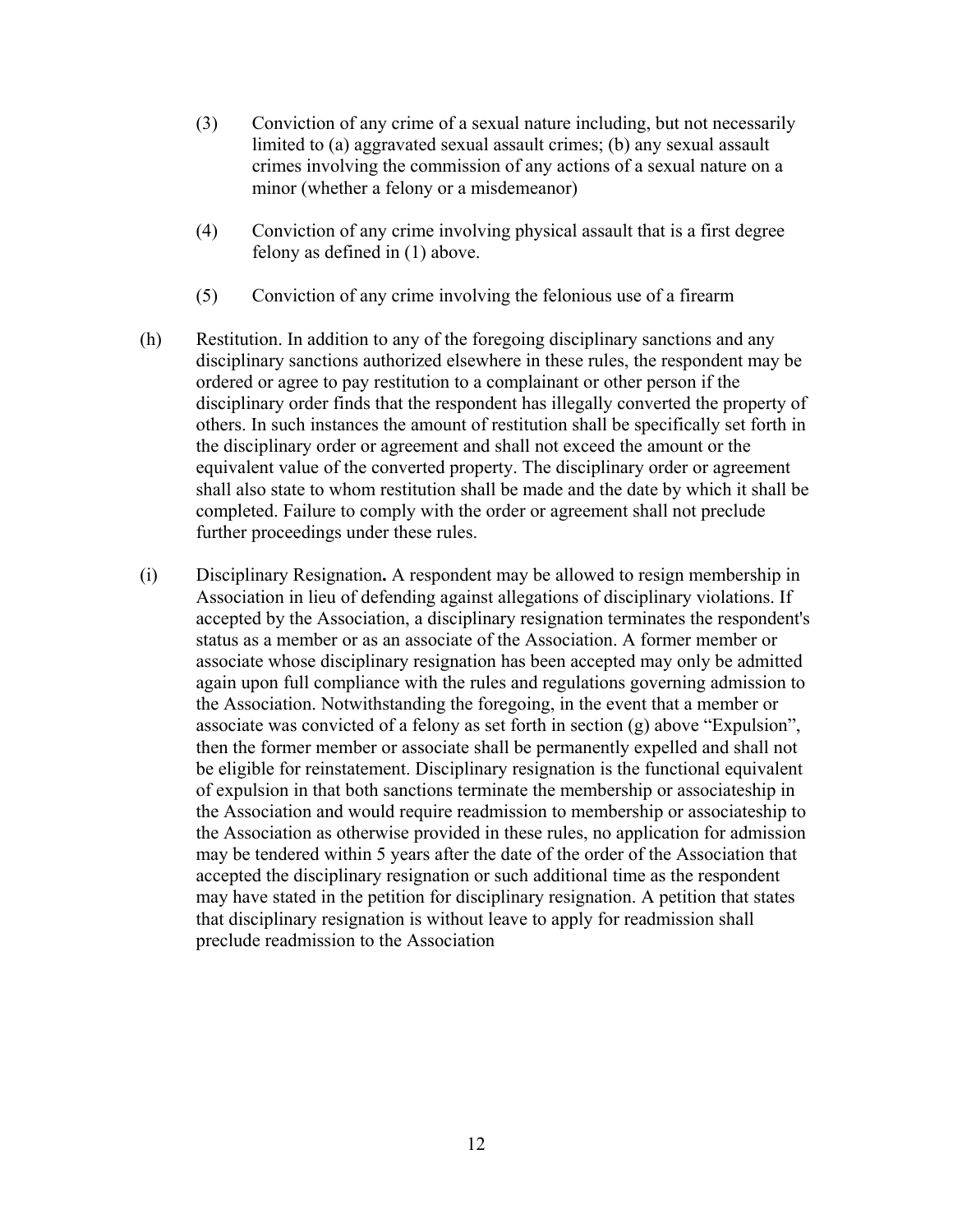(3) Conviction of any crime of a sexual nature including, but not necessarily limited to (a) aggravated sexual assault crimes; (b) any sexual assault crimes involving the commission of any actions of a sexual nature on a minor (whether a felony or a misdemeanor)

(4) Conviction of any crime involving physical assault that is a first degree felony as defined in (1) above.

(5) Conviction of any crime involving the felonious use of a firearm

(h) Restitution. In addition to any of the foregoing disciplinary sanctions and any disciplinary sanctions authorized elsewhere in these rules, the respondent may be ordered or agree to pay restitution to a complainant or other person if the disciplinary order finds that the respondent has illegally converted the property of others. In such instances the amount of restitution shall be specifically set forth in the disciplinary order or agreement and shall not exceed the amount or the equivalent value of the converted property. The disciplinary order or agreement shall also state to whom restitution shall be made and the date by which it shall be completed. Failure to comply with the order or agreement shall not preclude further proceedings under these rules.

(i) Disciplinary Resignation**.** A respondent may be allowed to resign membership in Association in lieu of defending against allegations of disciplinary violations. If accepted by the Association, a disciplinary resignation terminates the respondent's status as a member or as an associate of the Association. A former member or associate whose disciplinary resignation has been accepted may only be admitted again upon full compliance with the rules and regulations governing admission to the Association. Notwithstanding the foregoing, in the event that a member or associate was convicted of a felony as set forth in section (g) above "Expulsion", then the former member or associate shall be permanently expelled and shall not be eligible for reinstatement. Disciplinary resignation is the functional equivalent of expulsion in that both sanctions terminate the membership or associateship in the Association and would require readmission to membership or associateship to the Association as otherwise provided in these rules, no application for admission may be tendered within 5 years after the date of the order of the Association that accepted the disciplinary resignation or such additional time as the respondent may have stated in the petition for disciplinary resignation. A petition that states that disciplinary resignation is without leave to apply for readmission shall preclude readmission to the Association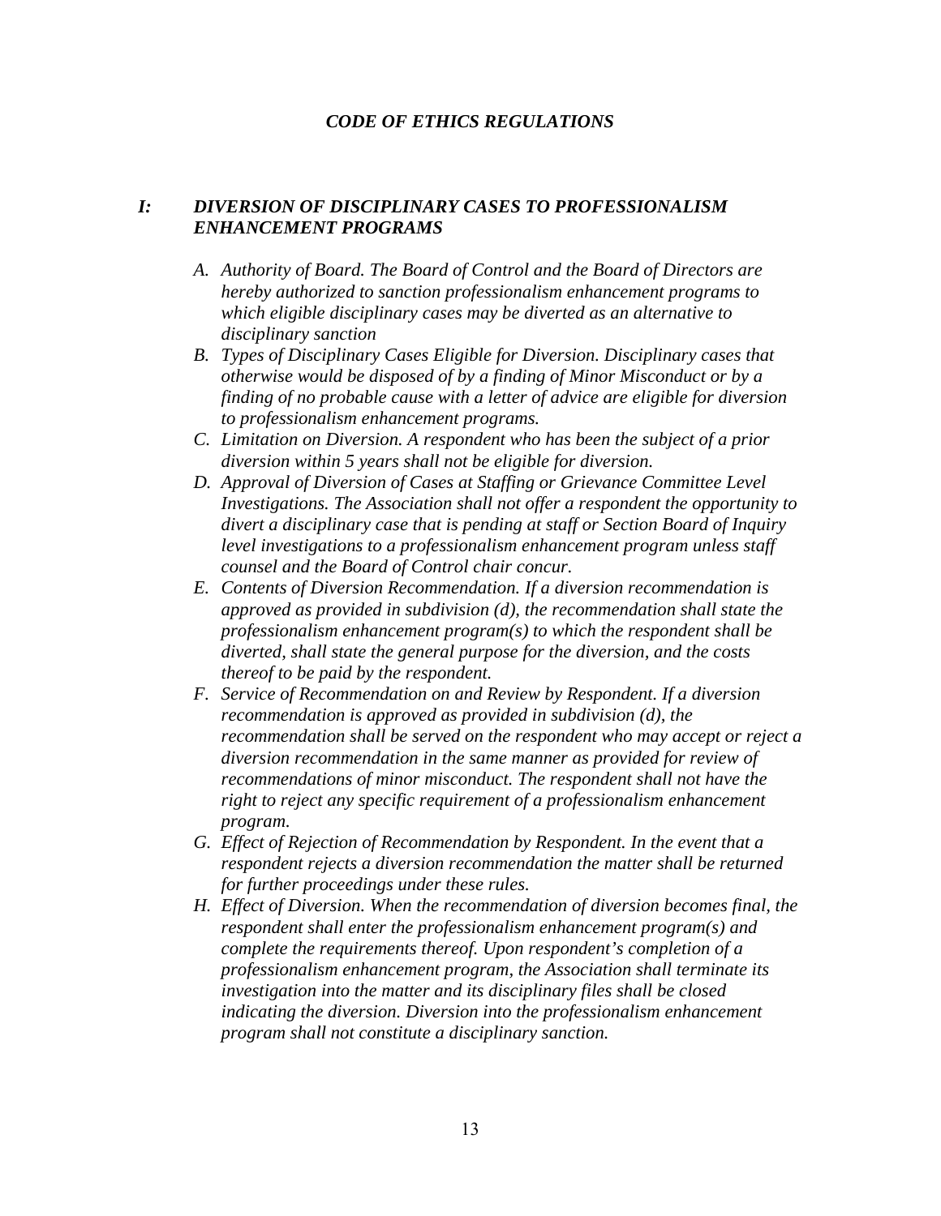# *CODE OF ETHICS REGULATIONS*

## *I: DIVERSION OF DISCIPLINARY CASES TO PROFESSIONALISM ENHANCEMENT PROGRAMS*

A. *Authority of Board. The Board of Control and the Board of Directors are hereby authorized to sanction professionalism enhancement programs to which eligible disciplinary cases may be diverted as an alternative to disciplinary sanction*
B. *Types of Disciplinary Cases Eligible for Diversion. Disciplinary cases that otherwise would be disposed of by a finding of Minor Misconduct or by a finding of no probable cause with a letter of advice are eligible for diversion to professionalism enhancement programs.*
C. *Limitation on Diversion. A respondent who has been the subject of a prior diversion within 5 years shall not be eligible for diversion.*
D. *Approval of Diversion of Cases at Staffing or Grievance Committee Level Investigations. The Association shall not offer a respondent the opportunity to divert a disciplinary case that is pending at staff or Section Board of Inquiry level investigations to a professionalism enhancement program unless staff counsel and the Board of Control chair concur.*
E. *Contents of Diversion Recommendation. If a diversion recommendation is approved as provided in subdivision (d), the recommendation shall state the professionalism enhancement program(s) to which the respondent shall be diverted, shall state the general purpose for the diversion, and the costs thereof to be paid by the respondent.*
F. *Service of Recommendation on and Review by Respondent. If a diversion recommendation is approved as provided in subdivision (d), the recommendation shall be served on the respondent who may accept or reject a diversion recommendation in the same manner as provided for review of recommendations of minor misconduct. The respondent shall not have the right to reject any specific requirement of a professionalism enhancement program.*
G. *Effect of Rejection of Recommendation by Respondent. In the event that a respondent rejects a diversion recommendation the matter shall be returned for further proceedings under these rules.*
H. *Effect of Diversion. When the recommendation of diversion becomes final, the respondent shall enter the professionalism enhancement program(s) and complete the requirements thereof. Upon respondent's completion of a professionalism enhancement program, the Association shall terminate its investigation into the matter and its disciplinary files shall be closed indicating the diversion. Diversion into the professionalism enhancement program shall not constitute a disciplinary sanction.*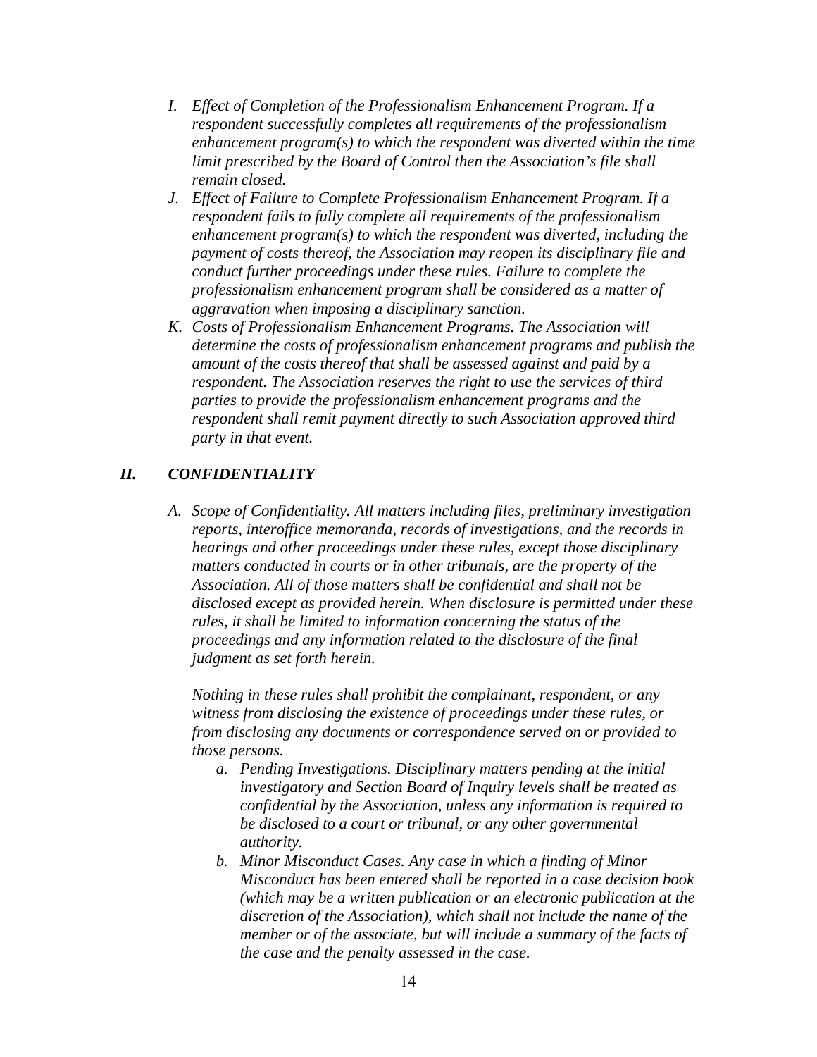I. *Effect of Completion of the Professionalism Enhancement Program. If a respondent successfully completes all requirements of the professionalism enhancement program(s) to which the respondent was diverted within the time limit prescribed by the Board of Control then the Association's file shall remain closed.*

J. *Effect of Failure to Complete Professionalism Enhancement Program. If a respondent fails to fully complete all requirements of the professionalism enhancement program(s) to which the respondent was diverted, including the payment of costs thereof, the Association may reopen its disciplinary file and conduct further proceedings under these rules. Failure to complete the professionalism enhancement program shall be considered as a matter of aggravation when imposing a disciplinary sanction.*

K. *Costs of Professionalism Enhancement Programs. The Association will determine the costs of professionalism enhancement programs and publish the amount of the costs thereof that shall be assessed against and paid by a respondent. The Association reserves the right to use the services of third parties to provide the professionalism enhancement programs and the respondent shall remit payment directly to such Association approved third party in that event.*

## *II. CONFIDENTIALITY*

A. *Scope of Confidentiality**.** All matters including files, preliminary investigation reports, interoffice memoranda, records of investigations, and the records in hearings and other proceedings under these rules, except those disciplinary matters conducted in courts or in other tribunals, are the property of the Association. All of those matters shall be confidential and shall not be disclosed except as provided herein. When disclosure is permitted under these rules, it shall be limited to information concerning the status of the proceedings and any information related to the disclosure of the final judgment as set forth herein.*

*Nothing in these rules shall prohibit the complainant, respondent, or any witness from disclosing the existence of proceedings under these rules, or from disclosing any documents or correspondence served on or provided to those persons.*

a. *Pending Investigations. Disciplinary matters pending at the initial investigatory and Section Board of Inquiry levels shall be treated as confidential by the Association, unless any information is required to be disclosed to a court or tribunal, or any other governmental authority.*

b. *Minor Misconduct Cases. Any case in which a finding of Minor Misconduct has been entered shall be reported in a case decision book (which may be a written publication or an electronic publication at the discretion of the Association), which shall not include the name of the member or of the associate, but will include a summary of the facts of the case and the penalty assessed in the case.*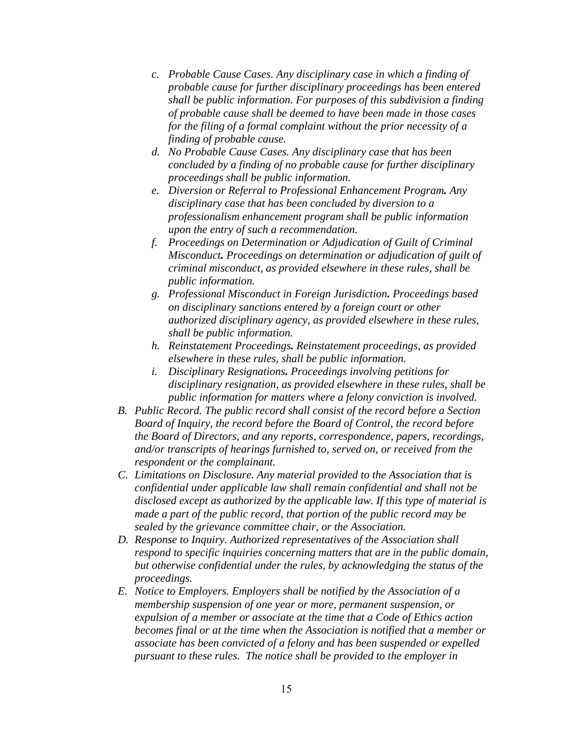*c. Probable Cause Cases. Any disciplinary case in which a finding of probable cause for further disciplinary proceedings has been entered shall be public information. For purposes of this subdivision a finding of probable cause shall be deemed to have been made in those cases for the filing of a formal complaint without the prior necessity of a finding of probable cause.*

*d. No Probable Cause Cases. Any disciplinary case that has been concluded by a finding of no probable cause for further disciplinary proceedings shall be public information.*

*e. Diversion or Referral to Professional Enhancement Program. Any disciplinary case that has been concluded by diversion to a professionalism enhancement program shall be public information upon the entry of such a recommendation.*

*f. Proceedings on Determination or Adjudication of Guilt of Criminal Misconduct. Proceedings on determination or adjudication of guilt of criminal misconduct, as provided elsewhere in these rules, shall be public information.*

*g. Professional Misconduct in Foreign Jurisdiction. Proceedings based on disciplinary sanctions entered by a foreign court or other authorized disciplinary agency, as provided elsewhere in these rules, shall be public information.*

*h. Reinstatement Proceedings. Reinstatement proceedings, as provided elsewhere in these rules, shall be public information.*

*i. Disciplinary Resignations. Proceedings involving petitions for disciplinary resignation, as provided elsewhere in these rules, shall be public information for matters where a felony conviction is involved.*

*B. Public Record. The public record shall consist of the record before a Section Board of Inquiry, the record before the Board of Control, the record before the Board of Directors, and any reports, correspondence, papers, recordings, and/or transcripts of hearings furnished to, served on, or received from the respondent or the complainant.*

*C. Limitations on Disclosure. Any material provided to the Association that is confidential under applicable law shall remain confidential and shall not be disclosed except as authorized by the applicable law. If this type of material is made a part of the public record, that portion of the public record may be sealed by the grievance committee chair, or the Association.*

*D. Response to Inquiry. Authorized representatives of the Association shall respond to specific inquiries concerning matters that are in the public domain, but otherwise confidential under the rules, by acknowledging the status of the proceedings.*

*E. Notice to Employers. Employers shall be notified by the Association of a membership suspension of one year or more, permanent suspension, or expulsion of a member or associate at the time that a Code of Ethics action becomes final or at the time when the Association is notified that a member or associate has been convicted of a felony and has been suspended or expelled pursuant to these rules. The notice shall be provided to the employer in*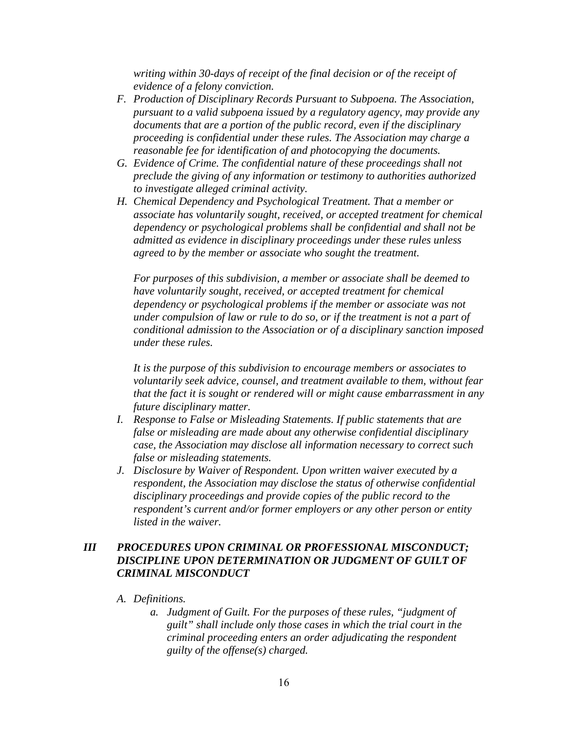*writing within 30-days of receipt of the final decision or of the receipt of evidence of a felony conviction.*

F. *Production of Disciplinary Records Pursuant to Subpoena. The Association, pursuant to a valid subpoena issued by a regulatory agency, may provide any documents that are a portion of the public record, even if the disciplinary proceeding is confidential under these rules. The Association may charge a reasonable fee for identification of and photocopying the documents.*
G. *Evidence of Crime. The confidential nature of these proceedings shall not preclude the giving of any information or testimony to authorities authorized to investigate alleged criminal activity.*
H. *Chemical Dependency and Psychological Treatment. That a member or associate has voluntarily sought, received, or accepted treatment for chemical dependency or psychological problems shall be confidential and shall not be admitted as evidence in disciplinary proceedings under these rules unless agreed to by the member or associate who sought the treatment.*

   *For purposes of this subdivision, a member or associate shall be deemed to have voluntarily sought, received, or accepted treatment for chemical dependency or psychological problems if the member or associate was not under compulsion of law or rule to do so, or if the treatment is not a part of conditional admission to the Association or of a disciplinary sanction imposed under these rules.*

   *It is the purpose of this subdivision to encourage members or associates to voluntarily seek advice, counsel, and treatment available to them, without fear that the fact it is sought or rendered will or might cause embarrassment in any future disciplinary matter.*
I. *Response to False or Misleading Statements. If public statements that are false or misleading are made about any otherwise confidential disciplinary case, the Association may disclose all information necessary to correct such false or misleading statements.*
J. *Disclosure by Waiver of Respondent. Upon written waiver executed by a respondent, the Association may disclose the status of otherwise confidential disciplinary proceedings and provide copies of the public record to the respondent's current and/or former employers or any other person or entity listed in the waiver.*

## *III PROCEDURES UPON CRIMINAL OR PROFESSIONAL MISCONDUCT; DISCIPLINE UPON DETERMINATION OR JUDGMENT OF GUILT OF CRIMINAL MISCONDUCT*

A. *Definitions.*
   a. *Judgment of Guilt. For the purposes of these rules, "judgment of guilt" shall include only those cases in which the trial court in the criminal proceeding enters an order adjudicating the respondent guilty of the offense(s) charged.*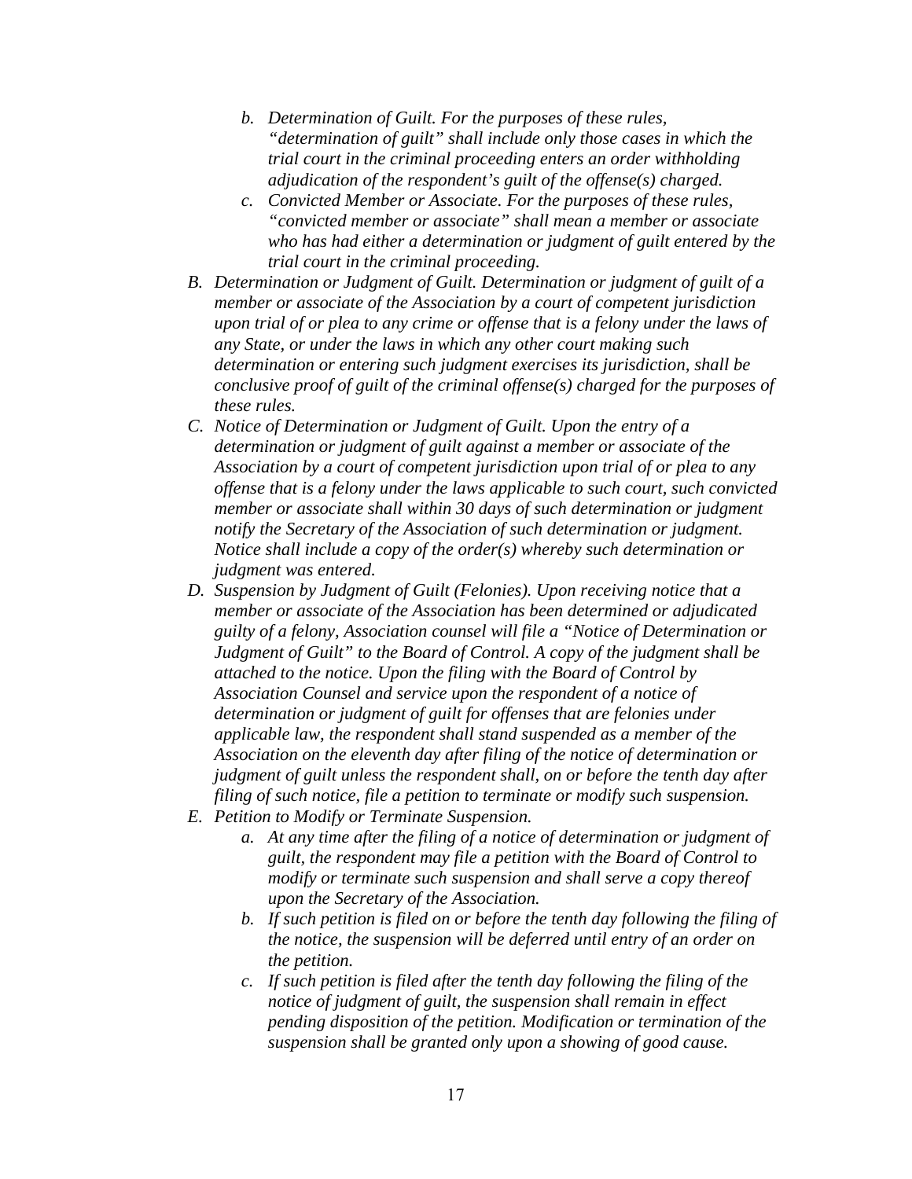b. *Determination of Guilt. For the purposes of these rules, "determination of guilt" shall include only those cases in which the trial court in the criminal proceeding enters an order withholding adjudication of the respondent's guilt of the offense(s) charged.*
  c. *Convicted Member or Associate. For the purposes of these rules, "convicted member or associate" shall mean a member or associate who has had either a determination or judgment of guilt entered by the trial court in the criminal proceeding.*

B. *Determination or Judgment of Guilt. Determination or judgment of guilt of a member or associate of the Association by a court of competent jurisdiction upon trial of or plea to any crime or offense that is a felony under the laws of any State, or under the laws in which any other court making such determination or entering such judgment exercises its jurisdiction, shall be conclusive proof of guilt of the criminal offense(s) charged for the purposes of these rules.*

C. *Notice of Determination or Judgment of Guilt. Upon the entry of a determination or judgment of guilt against a member or associate of the Association by a court of competent jurisdiction upon trial of or plea to any offense that is a felony under the laws applicable to such court, such convicted member or associate shall within 30 days of such determination or judgment notify the Secretary of the Association of such determination or judgment. Notice shall include a copy of the order(s) whereby such determination or judgment was entered.*

D. *Suspension by Judgment of Guilt (Felonies). Upon receiving notice that a member or associate of the Association has been determined or adjudicated guilty of a felony, Association counsel will file a "Notice of Determination or Judgment of Guilt" to the Board of Control. A copy of the judgment shall be attached to the notice. Upon the filing with the Board of Control by Association Counsel and service upon the respondent of a notice of determination or judgment of guilt for offenses that are felonies under applicable law, the respondent shall stand suspended as a member of the Association on the eleventh day after filing of the notice of determination or judgment of guilt unless the respondent shall, on or before the tenth day after filing of such notice, file a petition to terminate or modify such suspension.*

E. *Petition to Modify or Terminate Suspension.*
  a. *At any time after the filing of a notice of determination or judgment of guilt, the respondent may file a petition with the Board of Control to modify or terminate such suspension and shall serve a copy thereof upon the Secretary of the Association.*
  b. *If such petition is filed on or before the tenth day following the filing of the notice, the suspension will be deferred until entry of an order on the petition.*
  c. *If such petition is filed after the tenth day following the filing of the notice of judgment of guilt, the suspension shall remain in effect pending disposition of the petition. Modification or termination of the suspension shall be granted only upon a showing of good cause.*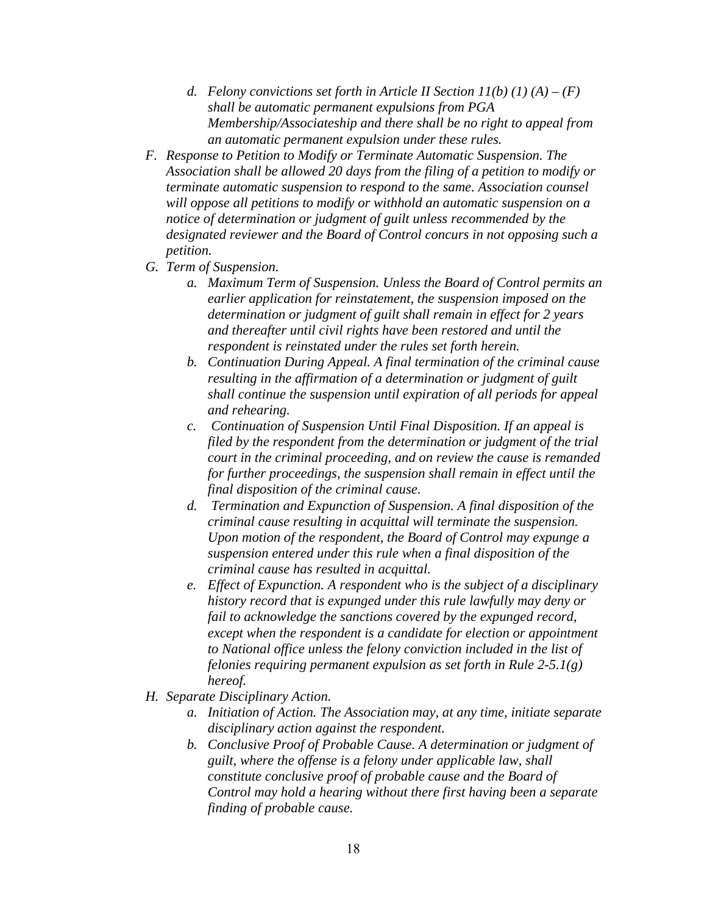d. *Felony convictions set forth in Article II Section 11(b) (1) (A) – (F) shall be automatic permanent expulsions from PGA Membership/Associateship and there shall be no right to appeal from an automatic permanent expulsion under these rules.*

F. *Response to Petition to Modify or Terminate Automatic Suspension. The Association shall be allowed 20 days from the filing of a petition to modify or terminate automatic suspension to respond to the same. Association counsel will oppose all petitions to modify or withhold an automatic suspension on a notice of determination or judgment of guilt unless recommended by the designated reviewer and the Board of Control concurs in not opposing such a petition.*

G. *Term of Suspension.*
   a. *Maximum Term of Suspension. Unless the Board of Control permits an earlier application for reinstatement, the suspension imposed on the determination or judgment of guilt shall remain in effect for 2 years and thereafter until civil rights have been restored and until the respondent is reinstated under the rules set forth herein.*
   b. *Continuation During Appeal. A final termination of the criminal cause resulting in the affirmation of a determination or judgment of guilt shall continue the suspension until expiration of all periods for appeal and rehearing.*
   c. *Continuation of Suspension Until Final Disposition. If an appeal is filed by the respondent from the determination or judgment of the trial court in the criminal proceeding, and on review the cause is remanded for further proceedings, the suspension shall remain in effect until the final disposition of the criminal cause.*
   d. *Termination and Expunction of Suspension. A final disposition of the criminal cause resulting in acquittal will terminate the suspension. Upon motion of the respondent, the Board of Control may expunge a suspension entered under this rule when a final disposition of the criminal cause has resulted in acquittal.*
   e. *Effect of Expunction. A respondent who is the subject of a disciplinary history record that is expunged under this rule lawfully may deny or fail to acknowledge the sanctions covered by the expunged record, except when the respondent is a candidate for election or appointment to National office unless the felony conviction included in the list of felonies requiring permanent expulsion as set forth in Rule 2-5.1(g) hereof.*

H. *Separate Disciplinary Action.*
   a. *Initiation of Action. The Association may, at any time, initiate separate disciplinary action against the respondent.*
   b. *Conclusive Proof of Probable Cause. A determination or judgment of guilt, where the offense is a felony under applicable law, shall constitute conclusive proof of probable cause and the Board of Control may hold a hearing without there first having been a separate finding of probable cause.*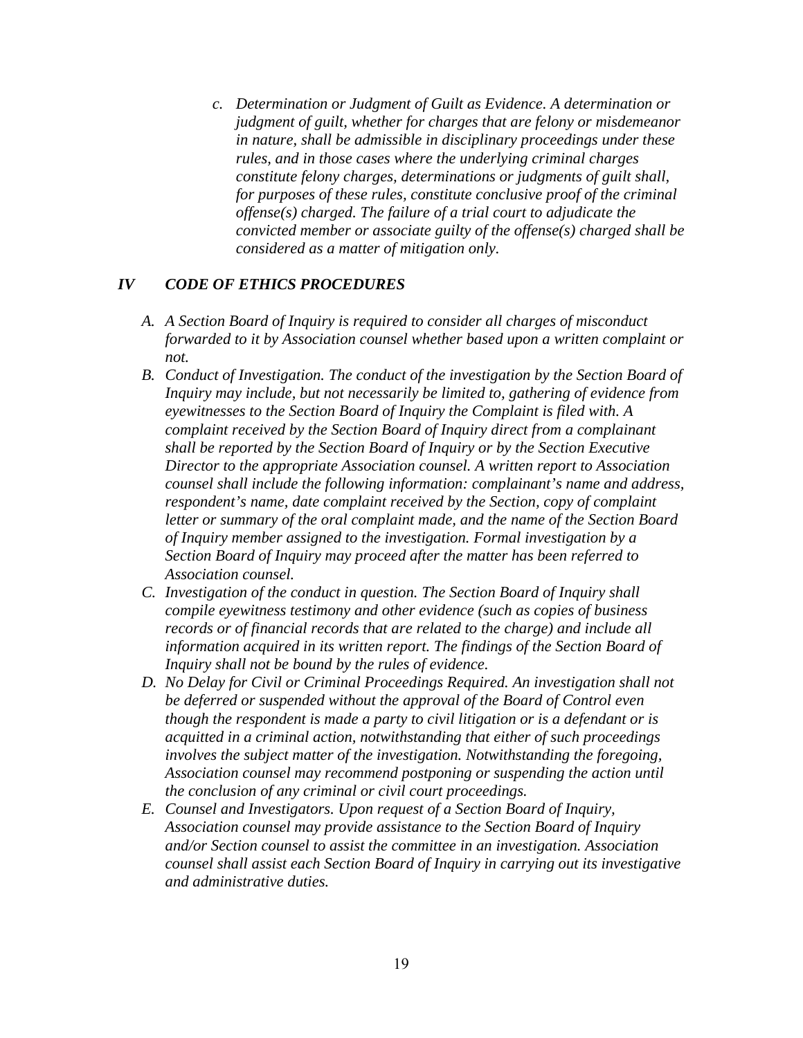c. *Determination or Judgment of Guilt as Evidence. A determination or judgment of guilt, whether for charges that are felony or misdemeanor in nature, shall be admissible in disciplinary proceedings under these rules, and in those cases where the underlying criminal charges constitute felony charges, determinations or judgments of guilt shall, for purposes of these rules, constitute conclusive proof of the criminal offense(s) charged. The failure of a trial court to adjudicate the convicted member or associate guilty of the offense(s) charged shall be considered as a matter of mitigation only.*

## *IV CODE OF ETHICS PROCEDURES*

A. *A Section Board of Inquiry is required to consider all charges of misconduct forwarded to it by Association counsel whether based upon a written complaint or not.*
B. *Conduct of Investigation. The conduct of the investigation by the Section Board of Inquiry may include, but not necessarily be limited to, gathering of evidence from eyewitnesses to the Section Board of Inquiry the Complaint is filed with. A complaint received by the Section Board of Inquiry direct from a complainant shall be reported by the Section Board of Inquiry or by the Section Executive Director to the appropriate Association counsel. A written report to Association counsel shall include the following information: complainant's name and address, respondent's name, date complaint received by the Section, copy of complaint letter or summary of the oral complaint made, and the name of the Section Board of Inquiry member assigned to the investigation. Formal investigation by a Section Board of Inquiry may proceed after the matter has been referred to Association counsel.*
C. *Investigation of the conduct in question. The Section Board of Inquiry shall compile eyewitness testimony and other evidence (such as copies of business records or of financial records that are related to the charge) and include all information acquired in its written report. The findings of the Section Board of Inquiry shall not be bound by the rules of evidence.*
D. *No Delay for Civil or Criminal Proceedings Required. An investigation shall not be deferred or suspended without the approval of the Board of Control even though the respondent is made a party to civil litigation or is a defendant or is acquitted in a criminal action, notwithstanding that either of such proceedings involves the subject matter of the investigation. Notwithstanding the foregoing, Association counsel may recommend postponing or suspending the action until the conclusion of any criminal or civil court proceedings.*
E. *Counsel and Investigators. Upon request of a Section Board of Inquiry, Association counsel may provide assistance to the Section Board of Inquiry and/or Section counsel to assist the committee in an investigation. Association counsel shall assist each Section Board of Inquiry in carrying out its investigative and administrative duties.*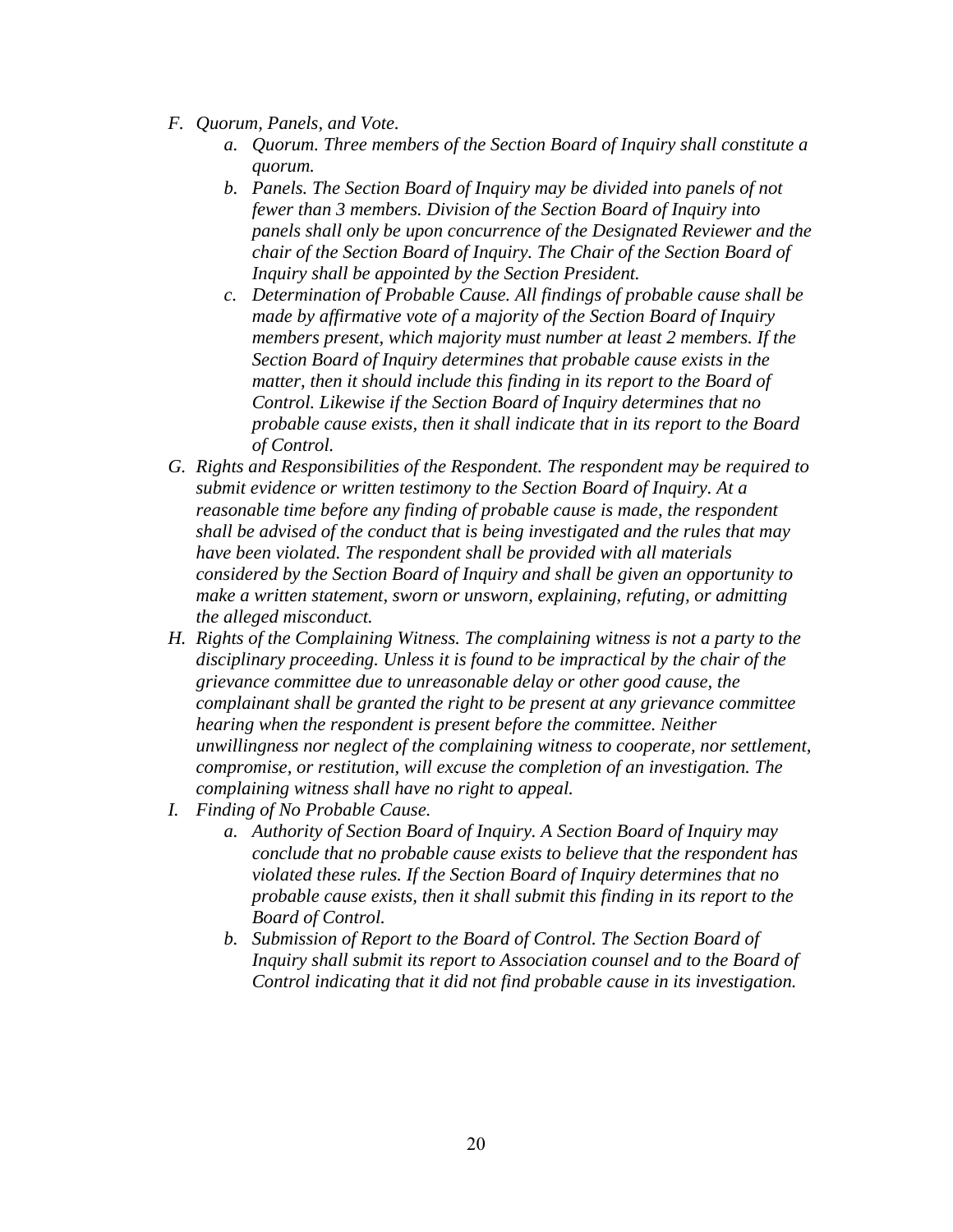F. *Quorum, Panels, and Vote.*
    a. *Quorum. Three members of the Section Board of Inquiry shall constitute a quorum.*
    b. *Panels. The Section Board of Inquiry may be divided into panels of not fewer than 3 members. Division of the Section Board of Inquiry into panels shall only be upon concurrence of the Designated Reviewer and the chair of the Section Board of Inquiry. The Chair of the Section Board of Inquiry shall be appointed by the Section President.*
    c. *Determination of Probable Cause. All findings of probable cause shall be made by affirmative vote of a majority of the Section Board of Inquiry members present, which majority must number at least 2 members. If the Section Board of Inquiry determines that probable cause exists in the matter, then it should include this finding in its report to the Board of Control. Likewise if the Section Board of Inquiry determines that no probable cause exists, then it shall indicate that in its report to the Board of Control.*

G. *Rights and Responsibilities of the Respondent. The respondent may be required to submit evidence or written testimony to the Section Board of Inquiry. At a reasonable time before any finding of probable cause is made, the respondent shall be advised of the conduct that is being investigated and the rules that may have been violated. The respondent shall be provided with all materials considered by the Section Board of Inquiry and shall be given an opportunity to make a written statement, sworn or unsworn, explaining, refuting, or admitting the alleged misconduct.*

H. *Rights of the Complaining Witness. The complaining witness is not a party to the disciplinary proceeding. Unless it is found to be impractical by the chair of the grievance committee due to unreasonable delay or other good cause, the complainant shall be granted the right to be present at any grievance committee hearing when the respondent is present before the committee. Neither unwillingness nor neglect of the complaining witness to cooperate, nor settlement, compromise, or restitution, will excuse the completion of an investigation. The complaining witness shall have no right to appeal.*

I. *Finding of No Probable Cause.*
    a. *Authority of Section Board of Inquiry. A Section Board of Inquiry may conclude that no probable cause exists to believe that the respondent has violated these rules. If the Section Board of Inquiry determines that no probable cause exists, then it shall submit this finding in its report to the Board of Control.*
    b. *Submission of Report to the Board of Control. The Section Board of Inquiry shall submit its report to Association counsel and to the Board of Control indicating that it did not find probable cause in its investigation.*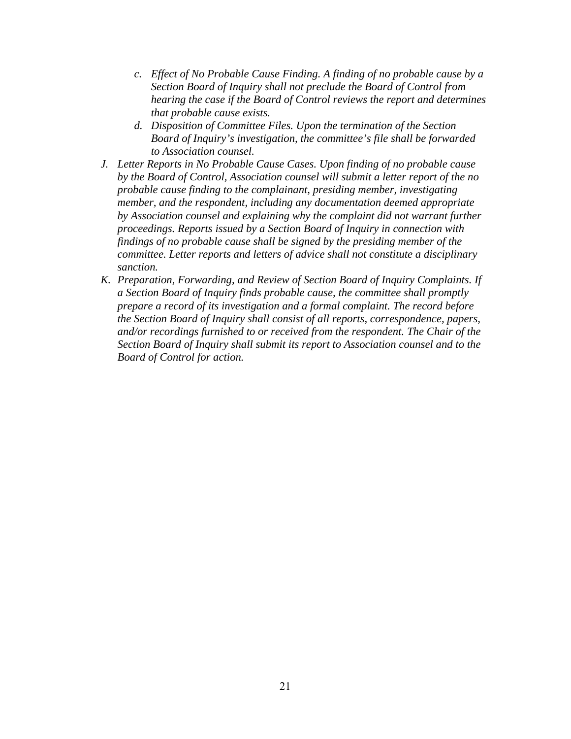c. *Effect of No Probable Cause Finding. A finding of no probable cause by a Section Board of Inquiry shall not preclude the Board of Control from hearing the case if the Board of Control reviews the report and determines that probable cause exists.*
   d. *Disposition of Committee Files. Upon the termination of the Section Board of Inquiry's investigation, the committee's file shall be forwarded to Association counsel.*

J. *Letter Reports in No Probable Cause Cases. Upon finding of no probable cause by the Board of Control, Association counsel will submit a letter report of the no probable cause finding to the complainant, presiding member, investigating member, and the respondent, including any documentation deemed appropriate by Association counsel and explaining why the complaint did not warrant further proceedings. Reports issued by a Section Board of Inquiry in connection with findings of no probable cause shall be signed by the presiding member of the committee. Letter reports and letters of advice shall not constitute a disciplinary sanction.*

K. *Preparation, Forwarding, and Review of Section Board of Inquiry Complaints. If a Section Board of Inquiry finds probable cause, the committee shall promptly prepare a record of its investigation and a formal complaint. The record before the Section Board of Inquiry shall consist of all reports, correspondence, papers, and/or recordings furnished to or received from the respondent. The Chair of the Section Board of Inquiry shall submit its report to Association counsel and to the Board of Control for action.*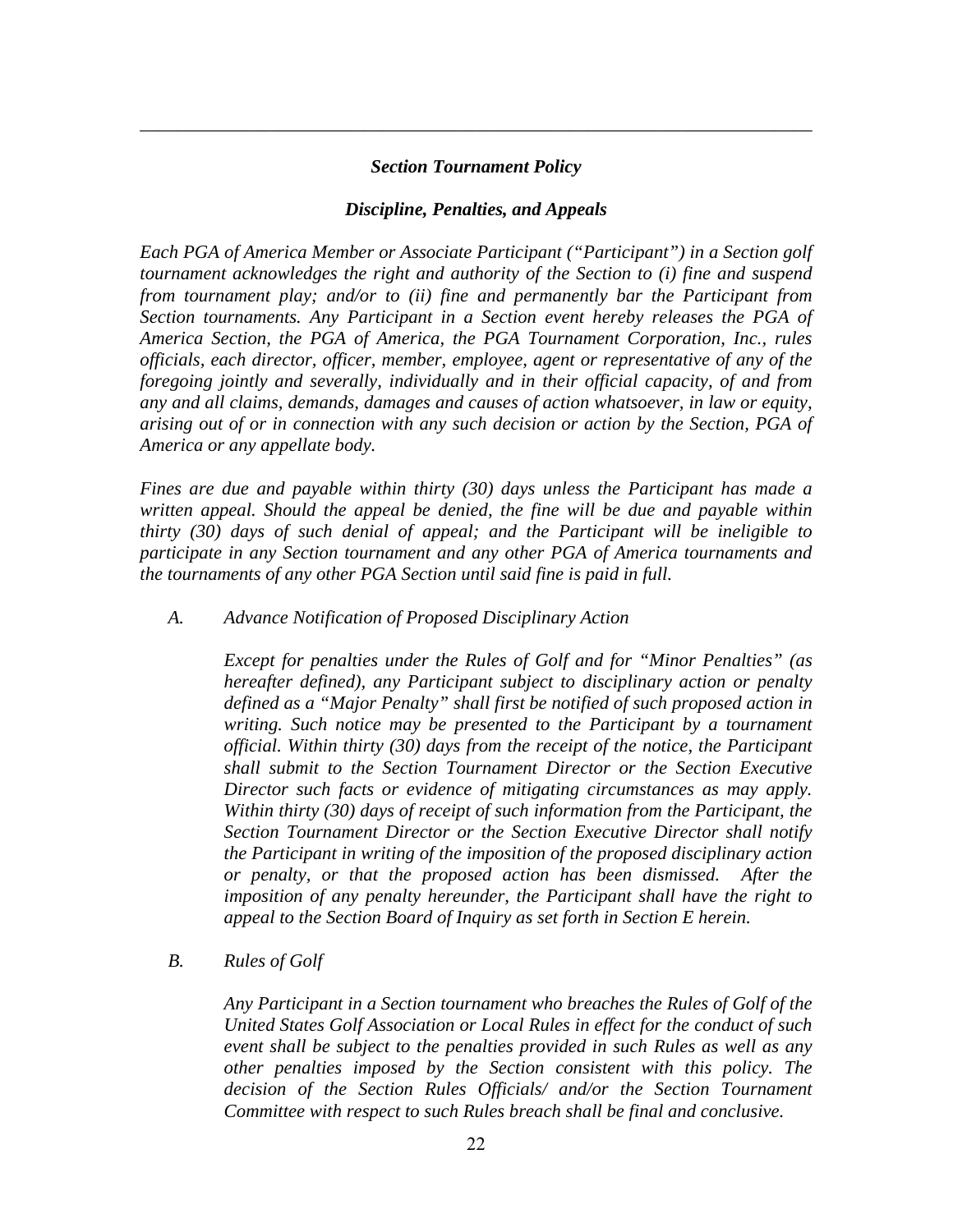---

## *Section Tournament Policy*

### *Discipline, Penalties, and Appeals*

*Each PGA of America Member or Associate Participant ("Participant") in a Section golf tournament acknowledges the right and authority of the Section to (i) fine and suspend from tournament play; and/or to (ii) fine and permanently bar the Participant from Section tournaments. Any Participant in a Section event hereby releases the PGA of America Section, the PGA of America, the PGA Tournament Corporation, Inc., rules officials, each director, officer, member, employee, agent or representative of any of the foregoing jointly and severally, individually and in their official capacity, of and from any and all claims, demands, damages and causes of action whatsoever, in law or equity, arising out of or in connection with any such decision or action by the Section, PGA of America or any appellate body.*

*Fines are due and payable within thirty (30) days unless the Participant has made a written appeal. Should the appeal be denied, the fine will be due and payable within thirty (30) days of such denial of appeal; and the Participant will be ineligible to participate in any Section tournament and any other PGA of America tournaments and the tournaments of any other PGA Section until said fine is paid in full.*

*A. Advance Notification of Proposed Disciplinary Action*

*Except for penalties under the Rules of Golf and for "Minor Penalties" (as hereafter defined), any Participant subject to disciplinary action or penalty defined as a "Major Penalty" shall first be notified of such proposed action in writing. Such notice may be presented to the Participant by a tournament official. Within thirty (30) days from the receipt of the notice, the Participant shall submit to the Section Tournament Director or the Section Executive Director such facts or evidence of mitigating circumstances as may apply. Within thirty (30) days of receipt of such information from the Participant, the Section Tournament Director or the Section Executive Director shall notify the Participant in writing of the imposition of the proposed disciplinary action or penalty, or that the proposed action has been dismissed. After the imposition of any penalty hereunder, the Participant shall have the right to appeal to the Section Board of Inquiry as set forth in Section E herein.*

*B. Rules of Golf*

*Any Participant in a Section tournament who breaches the Rules of Golf of the United States Golf Association or Local Rules in effect for the conduct of such event shall be subject to the penalties provided in such Rules as well as any other penalties imposed by the Section consistent with this policy. The decision of the Section Rules Officials/ and/or the Section Tournament Committee with respect to such Rules breach shall be final and conclusive.*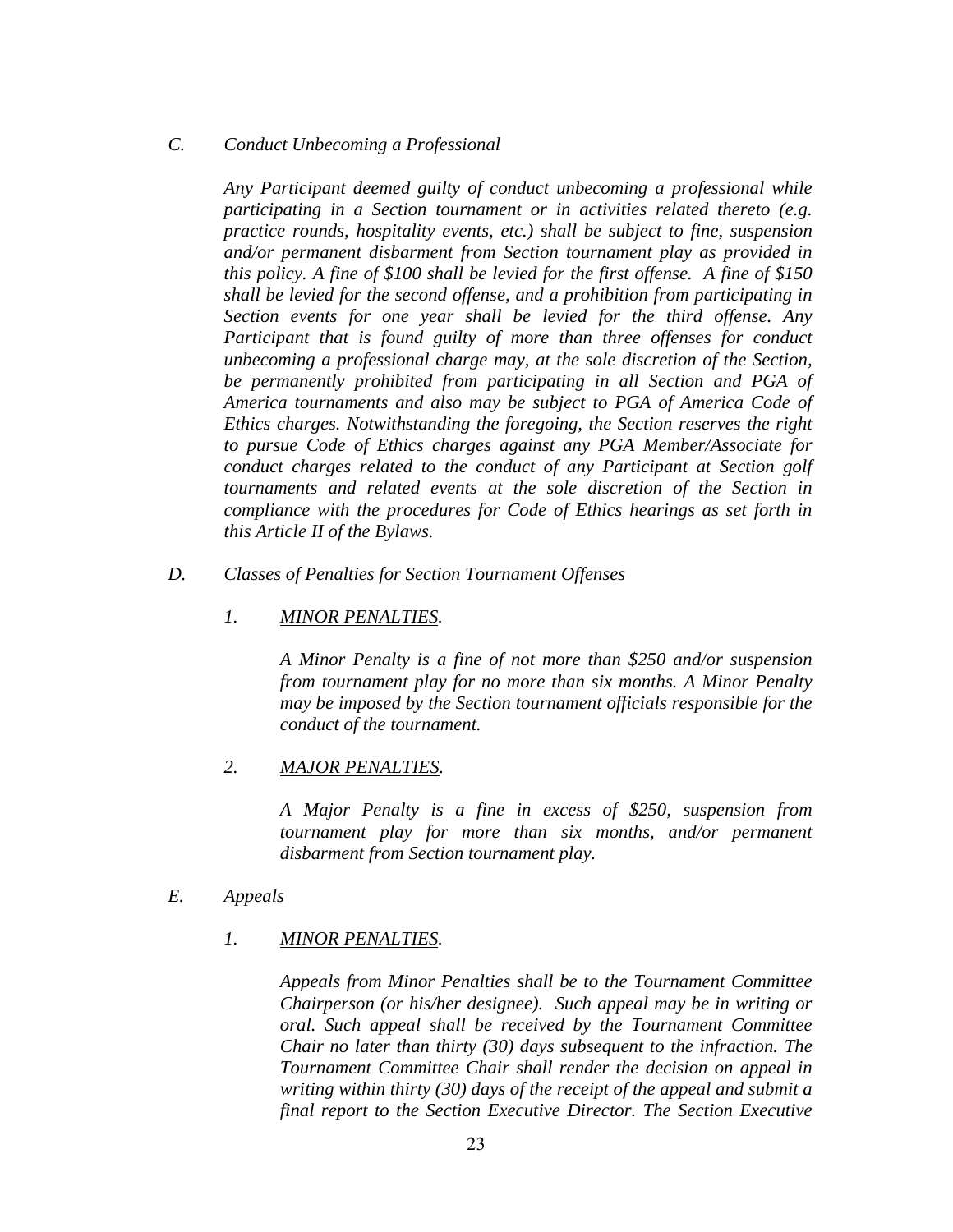*C.	Conduct Unbecoming a Professional*

*Any Participant deemed guilty of conduct unbecoming a professional while participating in a Section tournament or in activities related thereto (e.g. practice rounds, hospitality events, etc.) shall be subject to fine, suspension and/or permanent disbarment from Section tournament play as provided in this policy. A fine of $100 shall be levied for the first offense. A fine of $150 shall be levied for the second offense, and a prohibition from participating in Section events for one year shall be levied for the third offense. Any Participant that is found guilty of more than three offenses for conduct unbecoming a professional charge may, at the sole discretion of the Section, be permanently prohibited from participating in all Section and PGA of America tournaments and also may be subject to PGA of America Code of Ethics charges. Notwithstanding the foregoing, the Section reserves the right to pursue Code of Ethics charges against any PGA Member/Associate for conduct charges related to the conduct of any Participant at Section golf tournaments and related events at the sole discretion of the Section in compliance with the procedures for Code of Ethics hearings as set forth in this Article II of the Bylaws.*

*D.	Classes of Penalties for Section Tournament Offenses*

*1.	<u>MINOR PENALTIES</u>.*

*A Minor Penalty is a fine of not more than $250 and/or suspension from tournament play for no more than six months. A Minor Penalty may be imposed by the Section tournament officials responsible for the conduct of the tournament.*

*2.	<u>MAJOR PENALTIES</u>.*

*A Major Penalty is a fine in excess of $250, suspension from tournament play for more than six months, and/or permanent disbarment from Section tournament play.*

*E.	Appeals*

*1.	<u>MINOR PENALTIES</u>.*

*Appeals from Minor Penalties shall be to the Tournament Committee Chairperson (or his/her designee). Such appeal may be in writing or oral. Such appeal shall be received by the Tournament Committee Chair no later than thirty (30) days subsequent to the infraction. The Tournament Committee Chair shall render the decision on appeal in writing within thirty (30) days of the receipt of the appeal and submit a final report to the Section Executive Director. The Section Executive*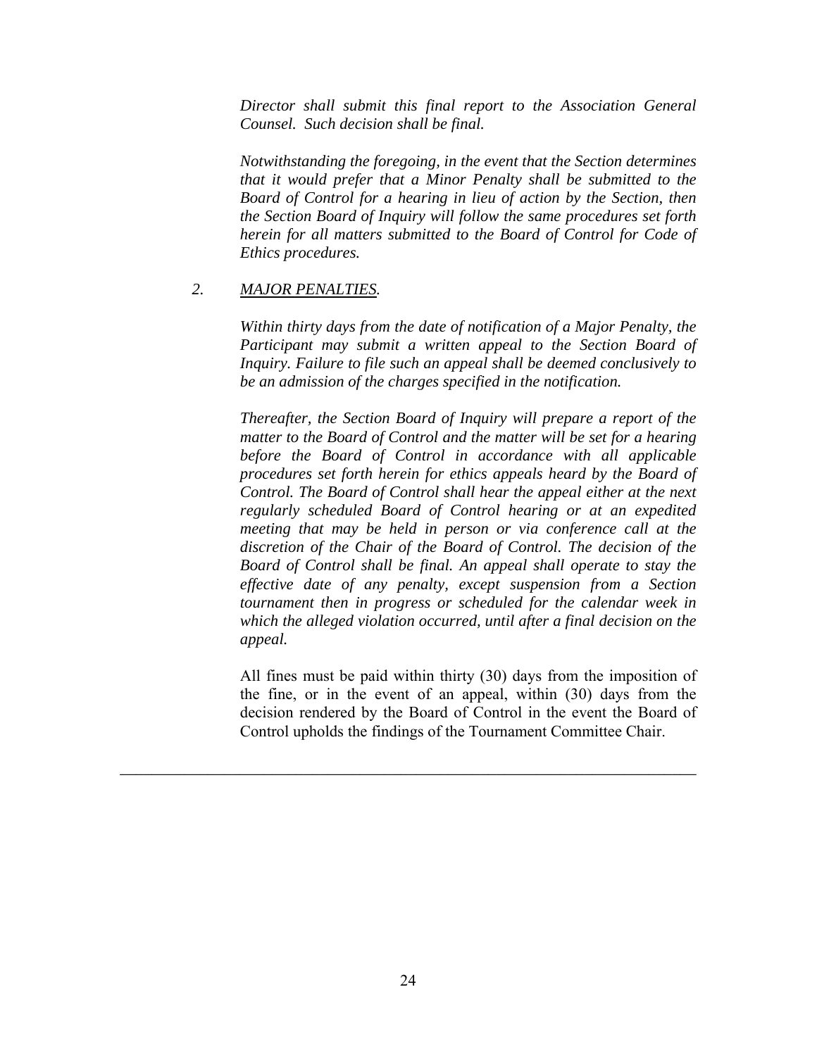*Director shall submit this final report to the Association General Counsel. Such decision shall be final.*

*Notwithstanding the foregoing, in the event that the Section determines that it would prefer that a Minor Penalty shall be submitted to the Board of Control for a hearing in lieu of action by the Section, then the Section Board of Inquiry will follow the same procedures set forth herein for all matters submitted to the Board of Control for Code of Ethics procedures.*

*2. <u>MAJOR PENALTIES</u>.*

*Within thirty days from the date of notification of a Major Penalty, the Participant may submit a written appeal to the Section Board of Inquiry. Failure to file such an appeal shall be deemed conclusively to be an admission of the charges specified in the notification.*

*Thereafter, the Section Board of Inquiry will prepare a report of the matter to the Board of Control and the matter will be set for a hearing before the Board of Control in accordance with all applicable procedures set forth herein for ethics appeals heard by the Board of Control. The Board of Control shall hear the appeal either at the next regularly scheduled Board of Control hearing or at an expedited meeting that may be held in person or via conference call at the discretion of the Chair of the Board of Control. The decision of the Board of Control shall be final. An appeal shall operate to stay the effective date of any penalty, except suspension from a Section tournament then in progress or scheduled for the calendar week in which the alleged violation occurred, until after a final decision on the appeal.*

All fines must be paid within thirty (30) days from the imposition of the fine, or in the event of an appeal, within (30) days from the decision rendered by the Board of Control in the event the Board of Control upholds the findings of the Tournament Committee Chair.

---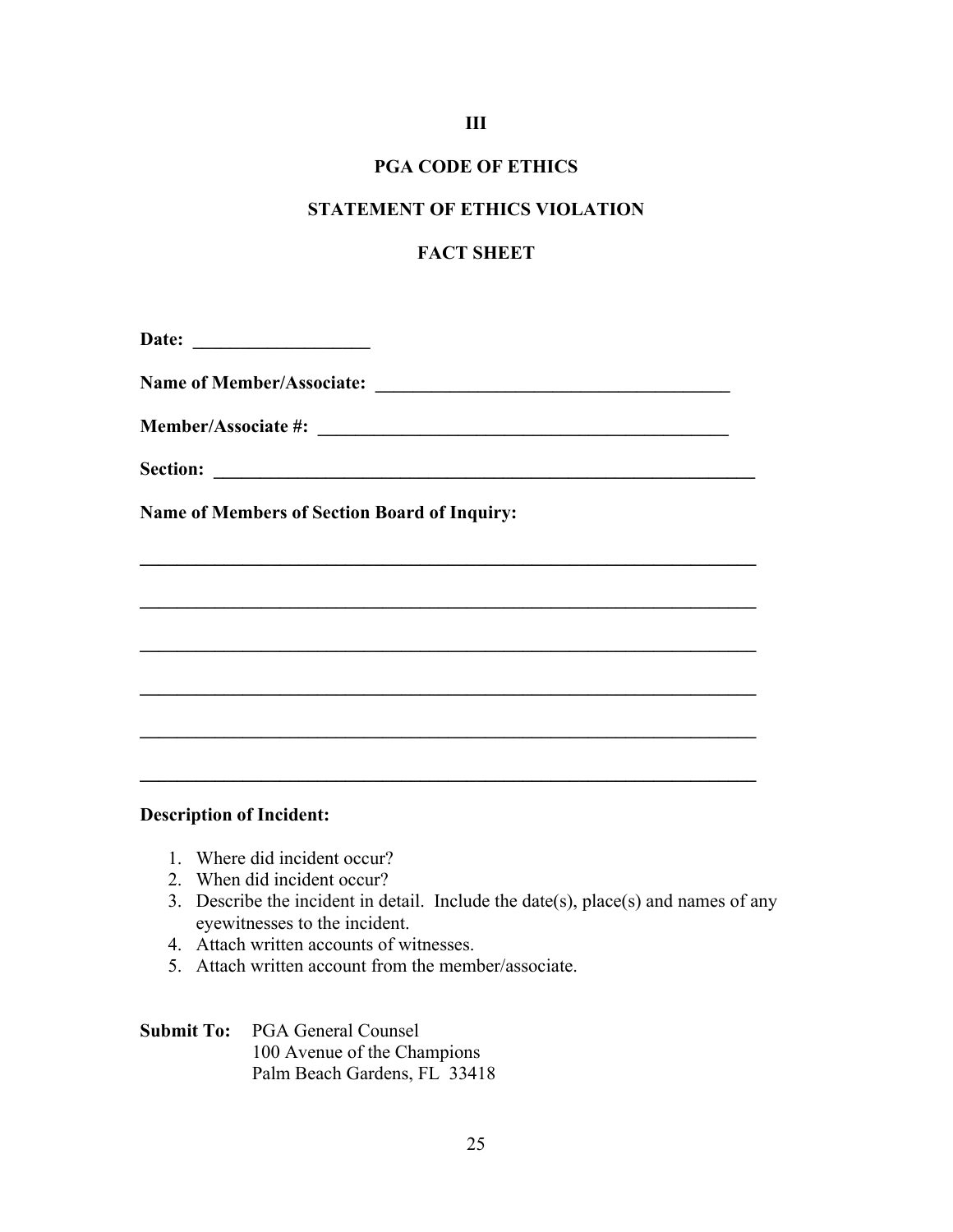**III**

**PGA CODE OF ETHICS**

**STATEMENT OF ETHICS VIOLATION**

**FACT SHEET**

**Date:** ___________________

**Name of Member/Associate:** ______________________________________

**Member/Associate #:** _____________________________________________

**Section:** ____________________________________________________________

**Name of Members of Section Board of Inquiry:**

____________________________________________________________________

____________________________________________________________________

____________________________________________________________________

____________________________________________________________________

____________________________________________________________________

____________________________________________________________________

**Description of Incident:**

1. Where did incident occur?
2. When did incident occur?
3. Describe the incident in detail. Include the date(s), place(s) and names of any eyewitnesses to the incident.
4. Attach written accounts of witnesses.
5. Attach written account from the member/associate.

**Submit To:** PGA General Counsel
100 Avenue of the Champions
Palm Beach Gardens, FL 33418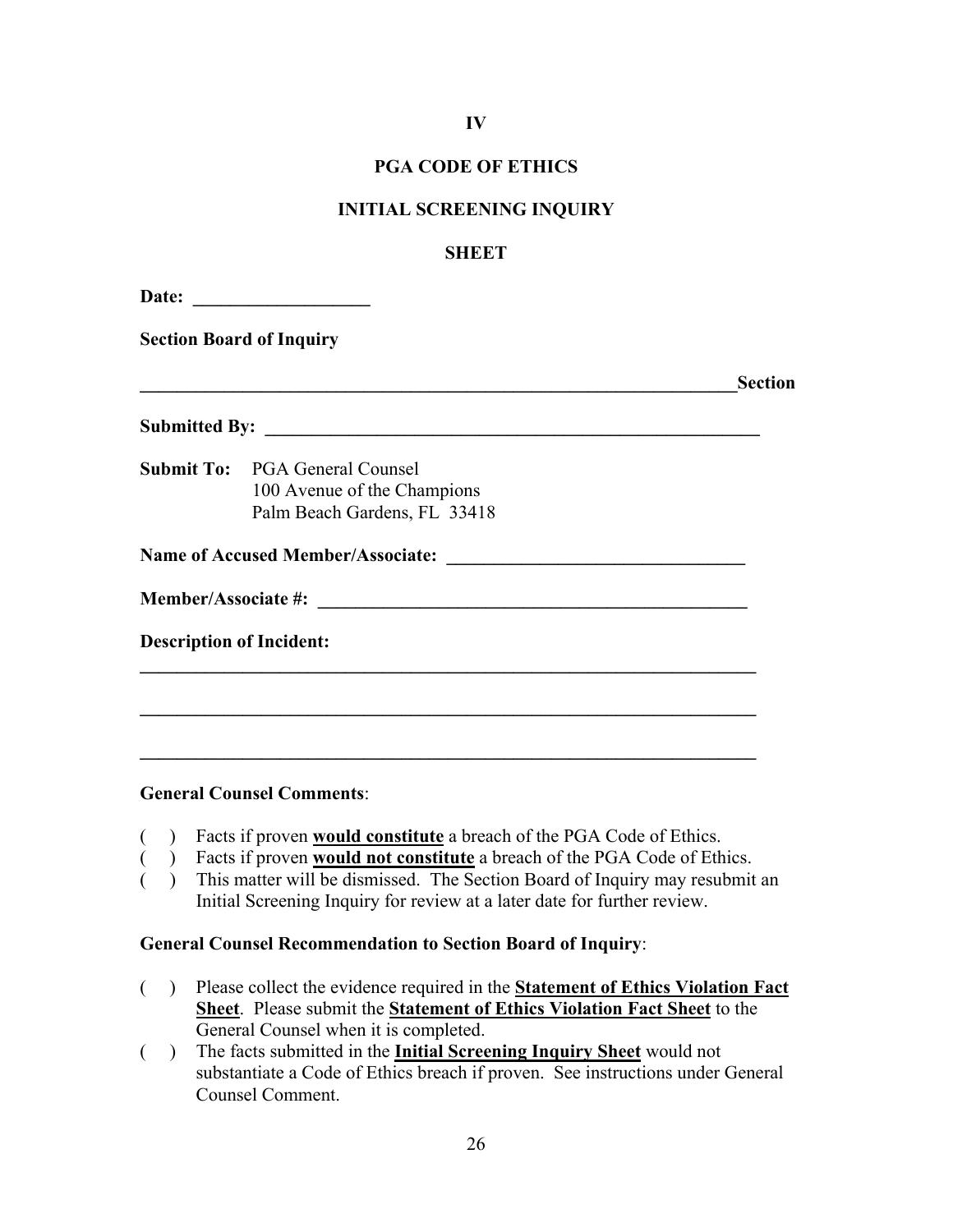**IV**

**PGA CODE OF ETHICS**

**INITIAL SCREENING INQUIRY**

**SHEET**

**Date:** ___________________

**Section Board of Inquiry**

_____________________________________________________________________**Section**

**Submitted By:** _______________________________________________________

**Submit To:** PGA General Counsel
100 Avenue of the Champions
Palm Beach Gardens, FL 33418

**Name of Accused Member/Associate:** ________________________________

**Member/Associate #:** ________________________________________________

**Description of Incident:**

______________________________________________________________________

______________________________________________________________________

______________________________________________________________________

**General Counsel Comments**:

( ) Facts if proven **would constitute** a breach of the PGA Code of Ethics.
( ) Facts if proven **would not constitute** a breach of the PGA Code of Ethics.
( ) This matter will be dismissed. The Section Board of Inquiry may resubmit an Initial Screening Inquiry for review at a later date for further review.

**General Counsel Recommendation to Section Board of Inquiry**:

( ) Please collect the evidence required in the **Statement of Ethics Violation Fact Sheet**. Please submit the **Statement of Ethics Violation Fact Sheet** to the General Counsel when it is completed.
( ) The facts submitted in the **Initial Screening Inquiry Sheet** would not substantiate a Code of Ethics breach if proven. See instructions under General Counsel Comment.